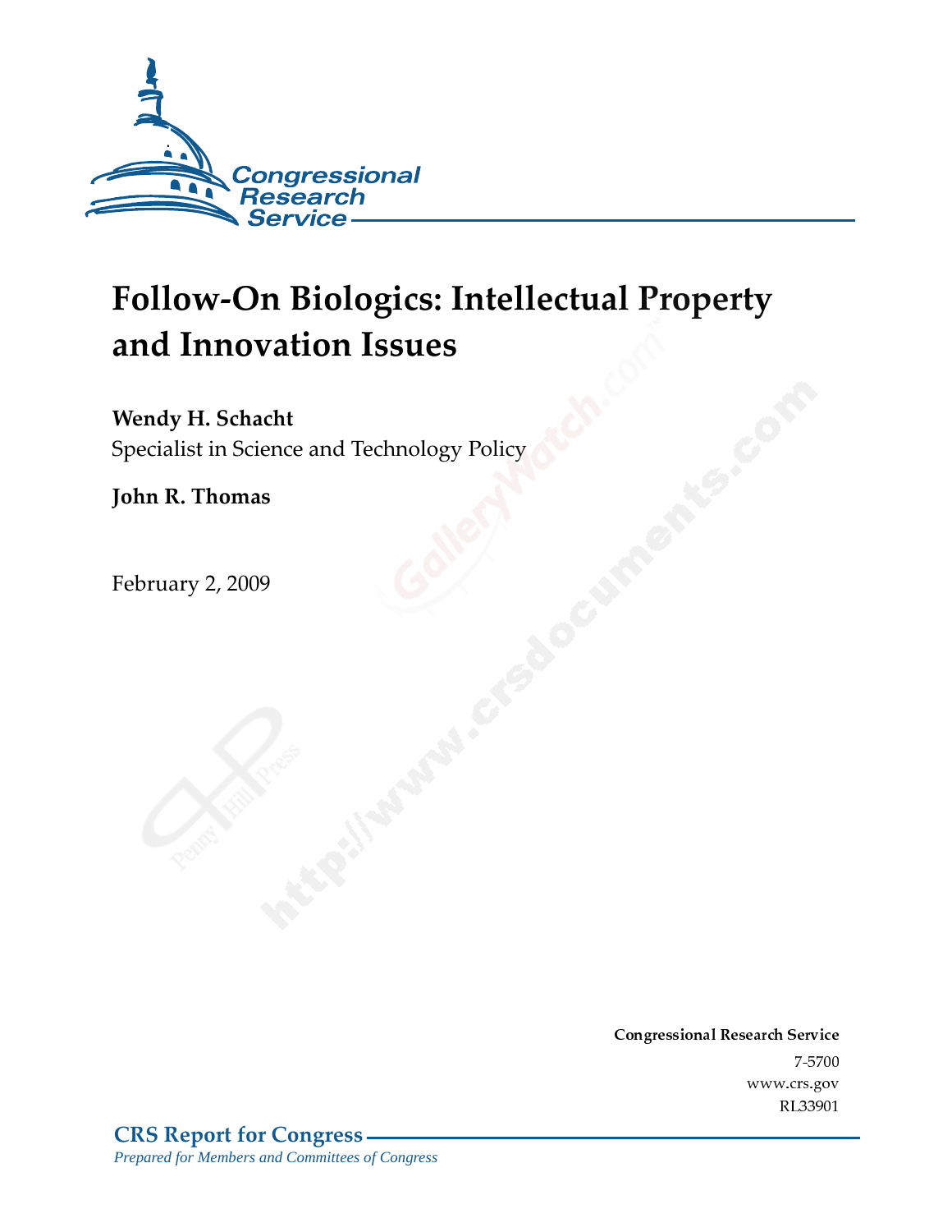# Follow-On Biologics: Intellectual Property and Innovation Issues

**Wendy H. Schacht**
Specialist in Science and Technology Policy

**John R. Thomas**

February 2, 2009

**Congressional Research Service**
7-5700
www.crs.gov
RL33901

**CRS Report for Congress**
*Prepared for Members and Committees of Congress*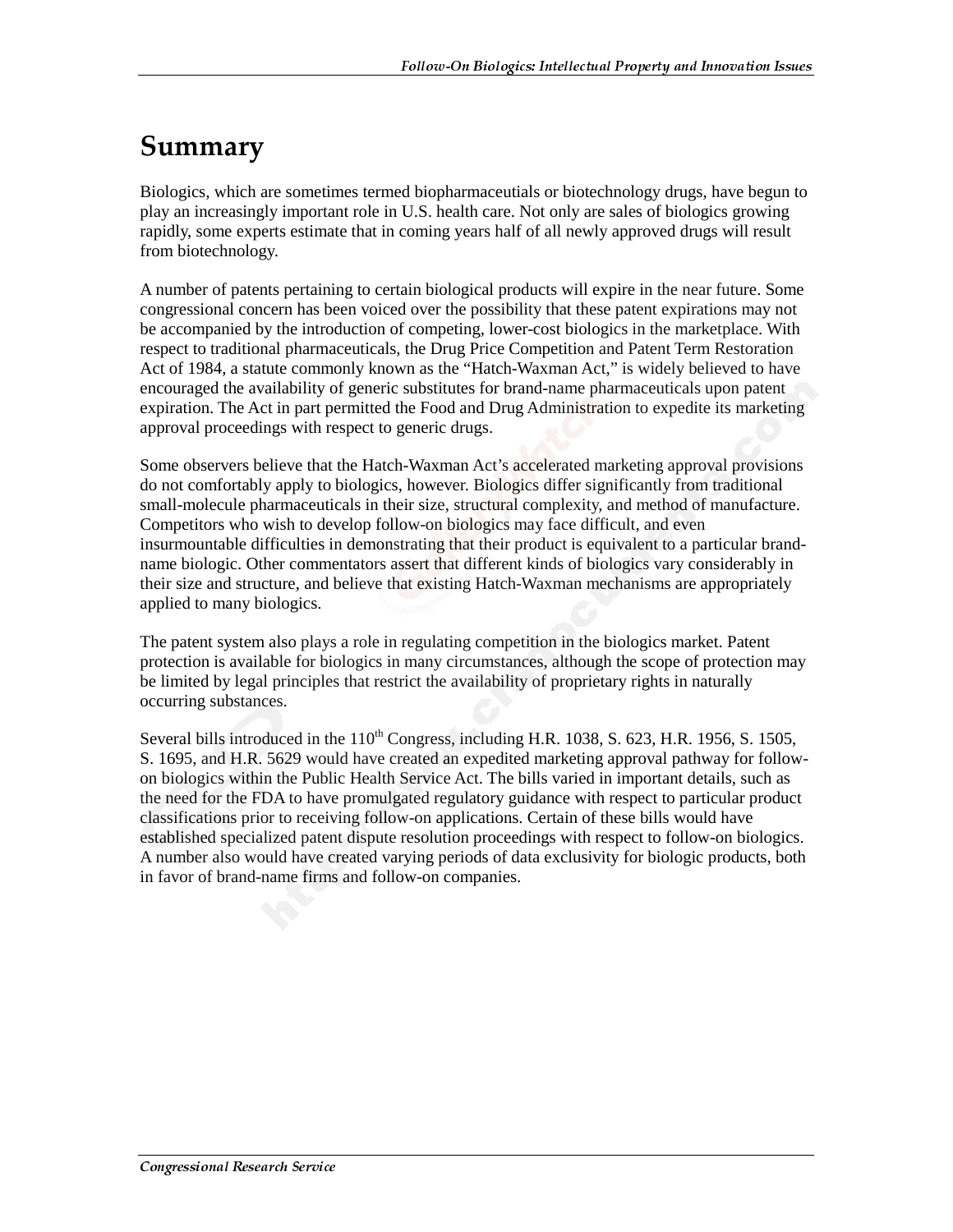# Summary

Biologics, which are sometimes termed biopharmaceutials or biotechnology drugs, have begun to play an increasingly important role in U.S. health care. Not only are sales of biologics growing rapidly, some experts estimate that in coming years half of all newly approved drugs will result from biotechnology.

A number of patents pertaining to certain biological products will expire in the near future. Some congressional concern has been voiced over the possibility that these patent expirations may not be accompanied by the introduction of competing, lower-cost biologics in the marketplace. With respect to traditional pharmaceuticals, the Drug Price Competition and Patent Term Restoration Act of 1984, a statute commonly known as the "Hatch-Waxman Act," is widely believed to have encouraged the availability of generic substitutes for brand-name pharmaceuticals upon patent expiration. The Act in part permitted the Food and Drug Administration to expedite its marketing approval proceedings with respect to generic drugs.

Some observers believe that the Hatch-Waxman Act's accelerated marketing approval provisions do not comfortably apply to biologics, however. Biologics differ significantly from traditional small-molecule pharmaceuticals in their size, structural complexity, and method of manufacture. Competitors who wish to develop follow-on biologics may face difficult, and even insurmountable difficulties in demonstrating that their product is equivalent to a particular brand-name biologic. Other commentators assert that different kinds of biologics vary considerably in their size and structure, and believe that existing Hatch-Waxman mechanisms are appropriately applied to many biologics.

The patent system also plays a role in regulating competition in the biologics market. Patent protection is available for biologics in many circumstances, although the scope of protection may be limited by legal principles that restrict the availability of proprietary rights in naturally occurring substances.

Several bills introduced in the 110th Congress, including H.R. 1038, S. 623, H.R. 1956, S. 1505, S. 1695, and H.R. 5629 would have created an expedited marketing approval pathway for follow-on biologics within the Public Health Service Act. The bills varied in important details, such as the need for the FDA to have promulgated regulatory guidance with respect to particular product classifications prior to receiving follow-on applications. Certain of these bills would have established specialized patent dispute resolution proceedings with respect to follow-on biologics. A number also would have created varying periods of data exclusivity for biologic products, both in favor of brand-name firms and follow-on companies.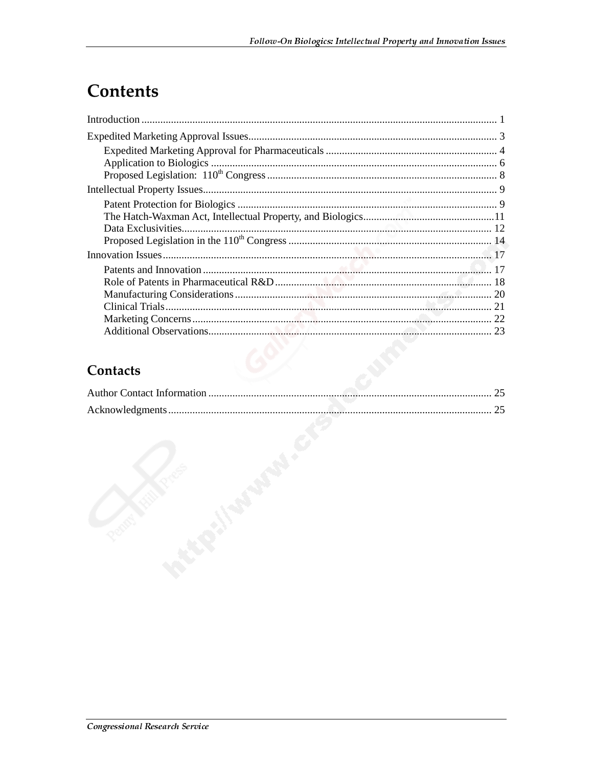# Contents

Introduction ..... 1

Expedited Marketing Approval Issues ..... 3

- Expedited Marketing Approval for Pharmaceuticals ..... 4
- Application to Biologics ..... 6
- Proposed Legislation: 110th Congress ..... 8

Intellectual Property Issues ..... 9

- Patent Protection for Biologics ..... 9
- The Hatch-Waxman Act, Intellectual Property, and Biologics ..... 11
- Data Exclusivities ..... 12
- Proposed Legislation in the 110th Congress ..... 14

Innovation Issues ..... 17

- Patents and Innovation ..... 17
- Role of Patents in Pharmaceutical R&D ..... 18
- Manufacturing Considerations ..... 20
- Clinical Trials ..... 21
- Marketing Concerns ..... 22
- Additional Observations ..... 23

## Contacts

Author Contact Information ..... 25

Acknowledgments ..... 25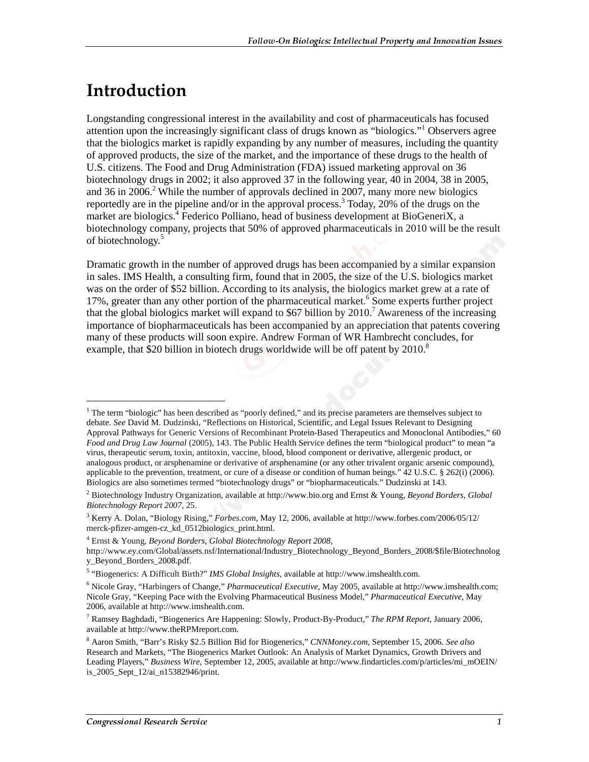# Introduction

Longstanding congressional interest in the availability and cost of pharmaceuticals has focused attention upon the increasingly significant class of drugs known as "biologics."[1] Observers agree that the biologics market is rapidly expanding by any number of measures, including the quantity of approved products, the size of the market, and the importance of these drugs to the health of U.S. citizens. The Food and Drug Administration (FDA) issued marketing approval on 36 biotechnology drugs in 2002; it also approved 37 in the following year, 40 in 2004, 38 in 2005, and 36 in 2006.[2] While the number of approvals declined in 2007, many more new biologics reportedly are in the pipeline and/or in the approval process.[3] Today, 20% of the drugs on the market are biologics.[4] Federico Polliano, head of business development at BioGeneriX, a biotechnology company, projects that 50% of approved pharmaceuticals in 2010 will be the result of biotechnology.[5]

Dramatic growth in the number of approved drugs has been accompanied by a similar expansion in sales. IMS Health, a consulting firm, found that in 2005, the size of the U.S. biologics market was on the order of $52 billion. According to its analysis, the biologics market grew at a rate of 17%, greater than any other portion of the pharmaceutical market.[6] Some experts further project that the global biologics market will expand to $67 billion by 2010.[7] Awareness of the increasing importance of biopharmaceuticals has been accompanied by an appreciation that patents covering many of these products will soon expire. Andrew Forman of WR Hambrecht concludes, for example, that $20 billion in biotech drugs worldwide will be off patent by 2010.[8]

---

[1] The term "biologic" has been described as "poorly defined," and its precise parameters are themselves subject to debate. *See* David M. Dudzinski, "Reflections on Historical, Scientific, and Legal Issues Relevant to Designing Approval Pathways for Generic Versions of Recombinant Protein-Based Therapeutics and Monoclonal Antibodies," 60 *Food and Drug Law Journal* (2005), 143. The Public Health Service defines the term "biological product" to mean "a virus, therapeutic serum, toxin, antitoxin, vaccine, blood, blood component or derivative, allergenic product, or analogous product, or arsphenamine or derivative of arsphenamine (or any other trivalent organic arsenic compound), applicable to the prevention, treatment, or cure of a disease or condition of human beings." 42 U.S.C. § 262(i) (2006). Biologics are also sometimes termed "biotechnology drugs" or "biopharmaceuticals." Dudzinski at 143.

[2] Biotechnology Industry Organization, available at http://www.bio.org and Ernst & Young, *Beyond Borders, Global Biotechnology Report 2007*, 25.

[3] Kerry A. Dolan, "Biology Rising," *Forbes.com*, May 12, 2006, available at http://www.forbes.com/2006/05/12/merck-pfizer-amgen-cz_kd_0512biologics_print.html.

[4] Ernst & Young, *Beyond Borders, Global Biotechnology Report 2008*, http://www.ey.com/Global/assets.nsf/International/Industry_Biotechnology_Beyond_Borders_2008/$file/Biotechnology_Beyond_Borders_2008.pdf.

[5] "Biogenerics: A Difficult Birth?" *IMS Global Insights*, available at http://www.imshealth.com.

[6] Nicole Gray, "Harbingers of Change," *Pharmaceutical Executive*, May 2005, available at http://www.imshealth.com; Nicole Gray, "Keeping Pace with the Evolving Pharmaceutical Business Model," *Pharmaceutical Executive*, May 2006, available at http://www.imshealth.com.

[7] Ramsey Baghdadi, "Biogenerics Are Happening: Slowly, Product-By-Product," *The RPM Report*, January 2006, available at http://www.theRPMreport.com.

[8] Aaron Smith, "Barr's Risky $2.5 Billion Bid for Biogenerics," *CNNMoney.com*, September 15, 2006. *See also* Research and Markets, "The Biogenerics Market Outlook: An Analysis of Market Dynamics, Growth Drivers and Leading Players," *Business Wire*, September 12, 2005, available at http://www.findarticles.com/p/articles/mi_mOEIN/is_2005_Sept_12/ai_n15382946/print.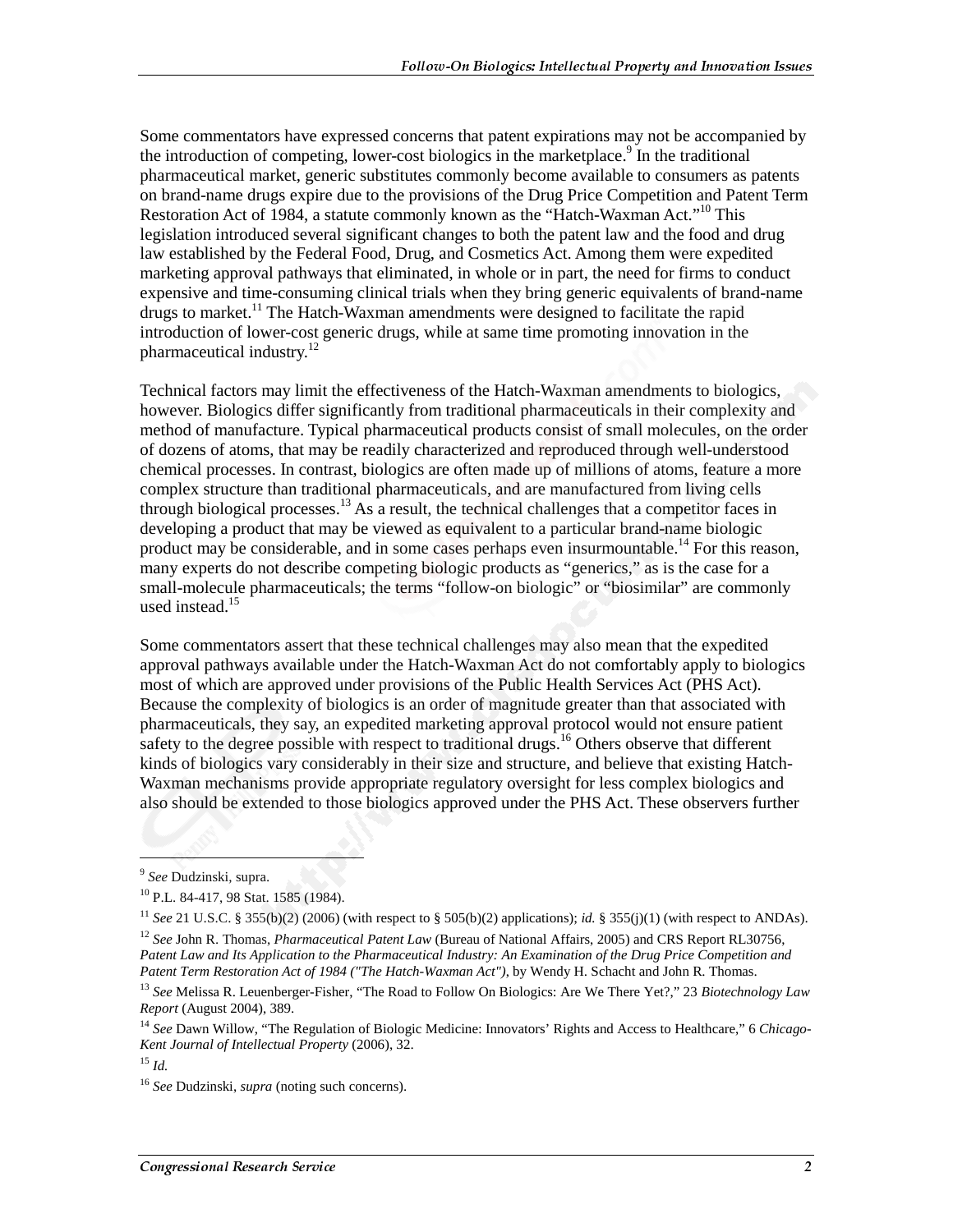Some commentators have expressed concerns that patent expirations may not be accompanied by the introduction of competing, lower-cost biologics in the marketplace.[9] In the traditional pharmaceutical market, generic substitutes commonly become available to consumers as patents on brand-name drugs expire due to the provisions of the Drug Price Competition and Patent Term Restoration Act of 1984, a statute commonly known as the "Hatch-Waxman Act."[10] This legislation introduced several significant changes to both the patent law and the food and drug law established by the Federal Food, Drug, and Cosmetics Act. Among them were expedited marketing approval pathways that eliminated, in whole or in part, the need for firms to conduct expensive and time-consuming clinical trials when they bring generic equivalents of brand-name drugs to market.[11] The Hatch-Waxman amendments were designed to facilitate the rapid introduction of lower-cost generic drugs, while at same time promoting innovation in the pharmaceutical industry.[12]

Technical factors may limit the effectiveness of the Hatch-Waxman amendments to biologics, however. Biologics differ significantly from traditional pharmaceuticals in their complexity and method of manufacture. Typical pharmaceutical products consist of small molecules, on the order of dozens of atoms, that may be readily characterized and reproduced through well-understood chemical processes. In contrast, biologics are often made up of millions of atoms, feature a more complex structure than traditional pharmaceuticals, and are manufactured from living cells through biological processes.[13] As a result, the technical challenges that a competitor faces in developing a product that may be viewed as equivalent to a particular brand-name biologic product may be considerable, and in some cases perhaps even insurmountable.[14] For this reason, many experts do not describe competing biologic products as "generics," as is the case for a small-molecule pharmaceuticals; the terms "follow-on biologic" or "biosimilar" are commonly used instead.[15]

Some commentators assert that these technical challenges may also mean that the expedited approval pathways available under the Hatch-Waxman Act do not comfortably apply to biologics most of which are approved under provisions of the Public Health Services Act (PHS Act). Because the complexity of biologics is an order of magnitude greater than that associated with pharmaceuticals, they say, an expedited marketing approval protocol would not ensure patient safety to the degree possible with respect to traditional drugs.[16] Others observe that different kinds of biologics vary considerably in their size and structure, and believe that existing Hatch-Waxman mechanisms provide appropriate regulatory oversight for less complex biologics and also should be extended to those biologics approved under the PHS Act. These observers further

---

[9] *See* Dudzinski, supra.

[10] P.L. 84-417, 98 Stat. 1585 (1984).

[11] *See* 21 U.S.C. § 355(b)(2) (2006) (with respect to § 505(b)(2) applications); *id.* § 355(j)(1) (with respect to ANDAs).

[12] *See* John R. Thomas, *Pharmaceutical Patent Law* (Bureau of National Affairs, 2005) and CRS Report RL30756, *Patent Law and Its Application to the Pharmaceutical Industry: An Examination of the Drug Price Competition and Patent Term Restoration Act of 1984 ("The Hatch-Waxman Act")*, by Wendy H. Schacht and John R. Thomas.

[13] *See* Melissa R. Leuenberger-Fisher, "The Road to Follow On Biologics: Are We There Yet?," 23 *Biotechnology Law Report* (August 2004), 389.

[14] *See* Dawn Willow, "The Regulation of Biologic Medicine: Innovators' Rights and Access to Healthcare," 6 *Chicago-Kent Journal of Intellectual Property* (2006), 32.

[15] *Id.*

[16] *See* Dudzinski, *supra* (noting such concerns).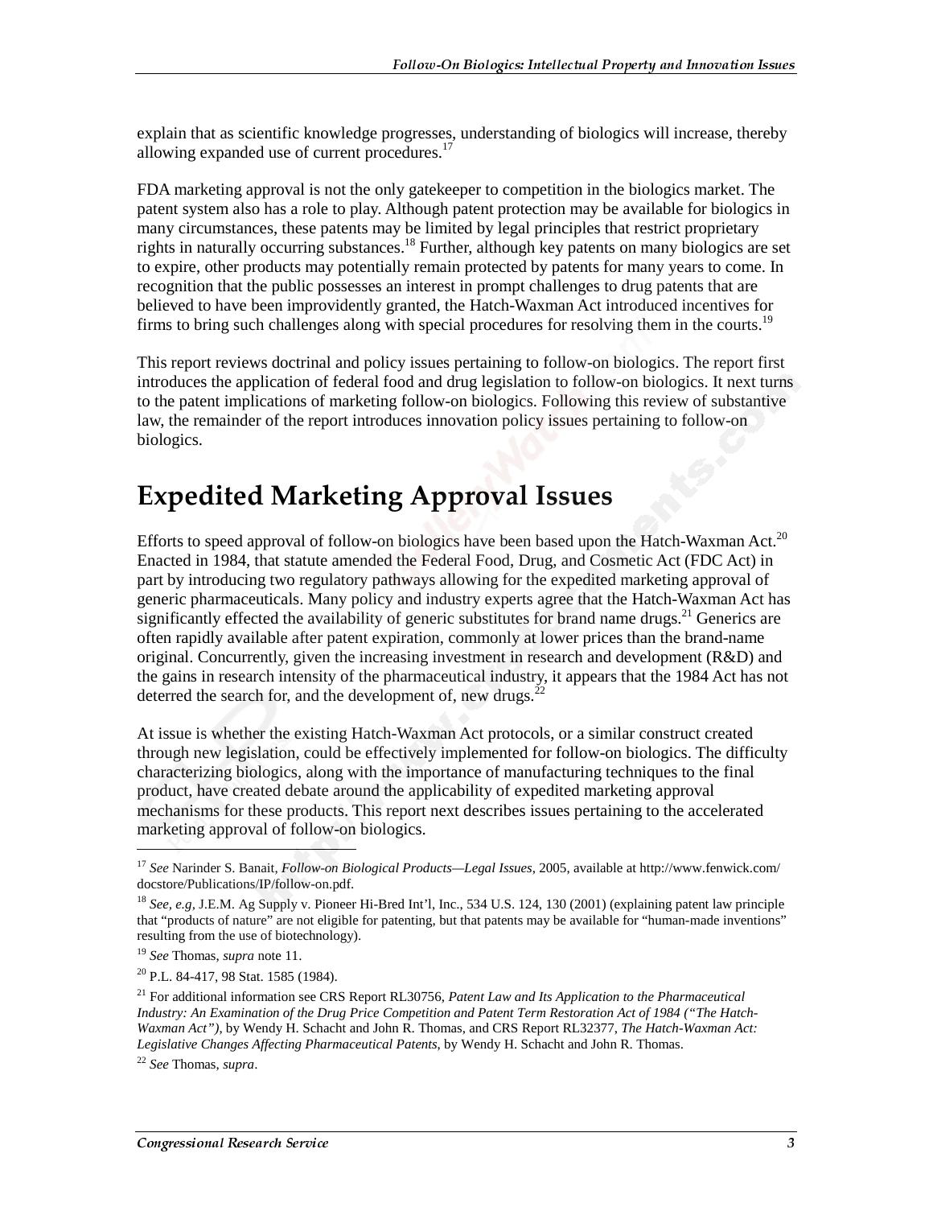explain that as scientific knowledge progresses, understanding of biologics will increase, thereby allowing expanded use of current procedures.[17]

FDA marketing approval is not the only gatekeeper to competition in the biologics market. The patent system also has a role to play. Although patent protection may be available for biologics in many circumstances, these patents may be limited by legal principles that restrict proprietary rights in naturally occurring substances.[18] Further, although key patents on many biologics are set to expire, other products may potentially remain protected by patents for many years to come. In recognition that the public possesses an interest in prompt challenges to drug patents that are believed to have been improvidently granted, the Hatch-Waxman Act introduced incentives for firms to bring such challenges along with special procedures for resolving them in the courts.[19]

This report reviews doctrinal and policy issues pertaining to follow-on biologics. The report first introduces the application of federal food and drug legislation to follow-on biologics. It next turns to the patent implications of marketing follow-on biologics. Following this review of substantive law, the remainder of the report introduces innovation policy issues pertaining to follow-on biologics.

# Expedited Marketing Approval Issues

Efforts to speed approval of follow-on biologics have been based upon the Hatch-Waxman Act.[20] Enacted in 1984, that statute amended the Federal Food, Drug, and Cosmetic Act (FDC Act) in part by introducing two regulatory pathways allowing for the expedited marketing approval of generic pharmaceuticals. Many policy and industry experts agree that the Hatch-Waxman Act has significantly effected the availability of generic substitutes for brand name drugs.[21] Generics are often rapidly available after patent expiration, commonly at lower prices than the brand-name original. Concurrently, given the increasing investment in research and development (R&D) and the gains in research intensity of the pharmaceutical industry, it appears that the 1984 Act has not deterred the search for, and the development of, new drugs.[22]

At issue is whether the existing Hatch-Waxman Act protocols, or a similar construct created through new legislation, could be effectively implemented for follow-on biologics. The difficulty characterizing biologics, along with the importance of manufacturing techniques to the final product, have created debate around the applicability of expedited marketing approval mechanisms for these products. This report next describes issues pertaining to the accelerated marketing approval of follow-on biologics.

---

[17] *See* Narinder S. Banait, *Follow-on Biological Products—Legal Issues*, 2005, available at http://www.fenwick.com/docstore/Publications/IP/follow-on.pdf.

[18] *See, e.g,* J.E.M. Ag Supply v. Pioneer Hi-Bred Int'l, Inc., 534 U.S. 124, 130 (2001) (explaining patent law principle that "products of nature" are not eligible for patenting, but that patents may be available for "human-made inventions" resulting from the use of biotechnology).

[19] *See* Thomas, *supra* note 11.

[20] P.L. 84-417, 98 Stat. 1585 (1984).

[21] For additional information see CRS Report RL30756, *Patent Law and Its Application to the Pharmaceutical Industry: An Examination of the Drug Price Competition and Patent Term Restoration Act of 1984 ("The Hatch-Waxman Act")*, by Wendy H. Schacht and John R. Thomas, and CRS Report RL32377, *The Hatch-Waxman Act: Legislative Changes Affecting Pharmaceutical Patents*, by Wendy H. Schacht and John R. Thomas.

[22] *See* Thomas, *supra*.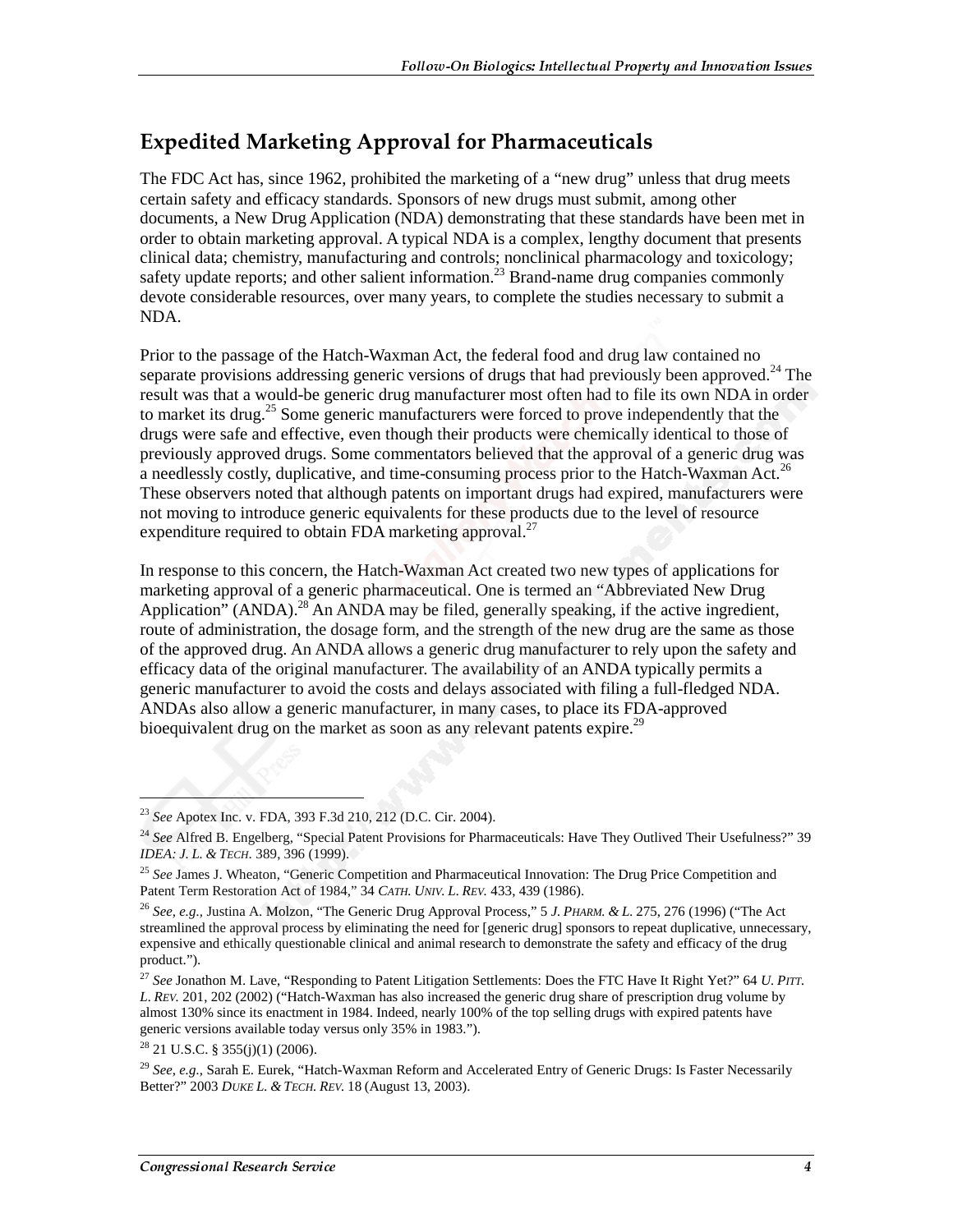## Expedited Marketing Approval for Pharmaceuticals

The FDC Act has, since 1962, prohibited the marketing of a "new drug" unless that drug meets certain safety and efficacy standards. Sponsors of new drugs must submit, among other documents, a New Drug Application (NDA) demonstrating that these standards have been met in order to obtain marketing approval. A typical NDA is a complex, lengthy document that presents clinical data; chemistry, manufacturing and controls; nonclinical pharmacology and toxicology; safety update reports; and other salient information.[23] Brand-name drug companies commonly devote considerable resources, over many years, to complete the studies necessary to submit a NDA.

Prior to the passage of the Hatch-Waxman Act, the federal food and drug law contained no separate provisions addressing generic versions of drugs that had previously been approved.[24] The result was that a would-be generic drug manufacturer most often had to file its own NDA in order to market its drug.[25] Some generic manufacturers were forced to prove independently that the drugs were safe and effective, even though their products were chemically identical to those of previously approved drugs. Some commentators believed that the approval of a generic drug was a needlessly costly, duplicative, and time-consuming process prior to the Hatch-Waxman Act.[26] These observers noted that although patents on important drugs had expired, manufacturers were not moving to introduce generic equivalents for these products due to the level of resource expenditure required to obtain FDA marketing approval.[27]

In response to this concern, the Hatch-Waxman Act created two new types of applications for marketing approval of a generic pharmaceutical. One is termed an "Abbreviated New Drug Application" (ANDA).[28] An ANDA may be filed, generally speaking, if the active ingredient, route of administration, the dosage form, and the strength of the new drug are the same as those of the approved drug. An ANDA allows a generic drug manufacturer to rely upon the safety and efficacy data of the original manufacturer. The availability of an ANDA typically permits a generic manufacturer to avoid the costs and delays associated with filing a full-fledged NDA. ANDAs also allow a generic manufacturer, in many cases, to place its FDA-approved bioequivalent drug on the market as soon as any relevant patents expire.[29]

---

[23] *See* Apotex Inc. v. FDA, 393 F.3d 210, 212 (D.C. Cir. 2004).

[24] *See* Alfred B. Engelberg, "Special Patent Provisions for Pharmaceuticals: Have They Outlived Their Usefulness?" 39 *IDEA: J. L. & TECH*. 389, 396 (1999).

[25] *See* James J. Wheaton, "Generic Competition and Pharmaceutical Innovation: The Drug Price Competition and Patent Term Restoration Act of 1984," 34 *CATH. UNIV. L. REV.* 433, 439 (1986).

[26] *See, e.g.,* Justina A. Molzon, "The Generic Drug Approval Process," 5 *J. PHARM. & L.* 275, 276 (1996) ("The Act streamlined the approval process by eliminating the need for [generic drug] sponsors to repeat duplicative, unnecessary, expensive and ethically questionable clinical and animal research to demonstrate the safety and efficacy of the drug product.").

[27] *See* Jonathon M. Lave, "Responding to Patent Litigation Settlements: Does the FTC Have It Right Yet?" 64 *U. PITT. L. REV.* 201, 202 (2002) ("Hatch-Waxman has also increased the generic drug share of prescription drug volume by almost 130% since its enactment in 1984. Indeed, nearly 100% of the top selling drugs with expired patents have generic versions available today versus only 35% in 1983.").

[28] 21 U.S.C. § 355(j)(1) (2006).

[29] *See, e.g.,* Sarah E. Eurek, "Hatch-Waxman Reform and Accelerated Entry of Generic Drugs: Is Faster Necessarily Better?" 2003 *DUKE L. & TECH. REV.* 18 (August 13, 2003).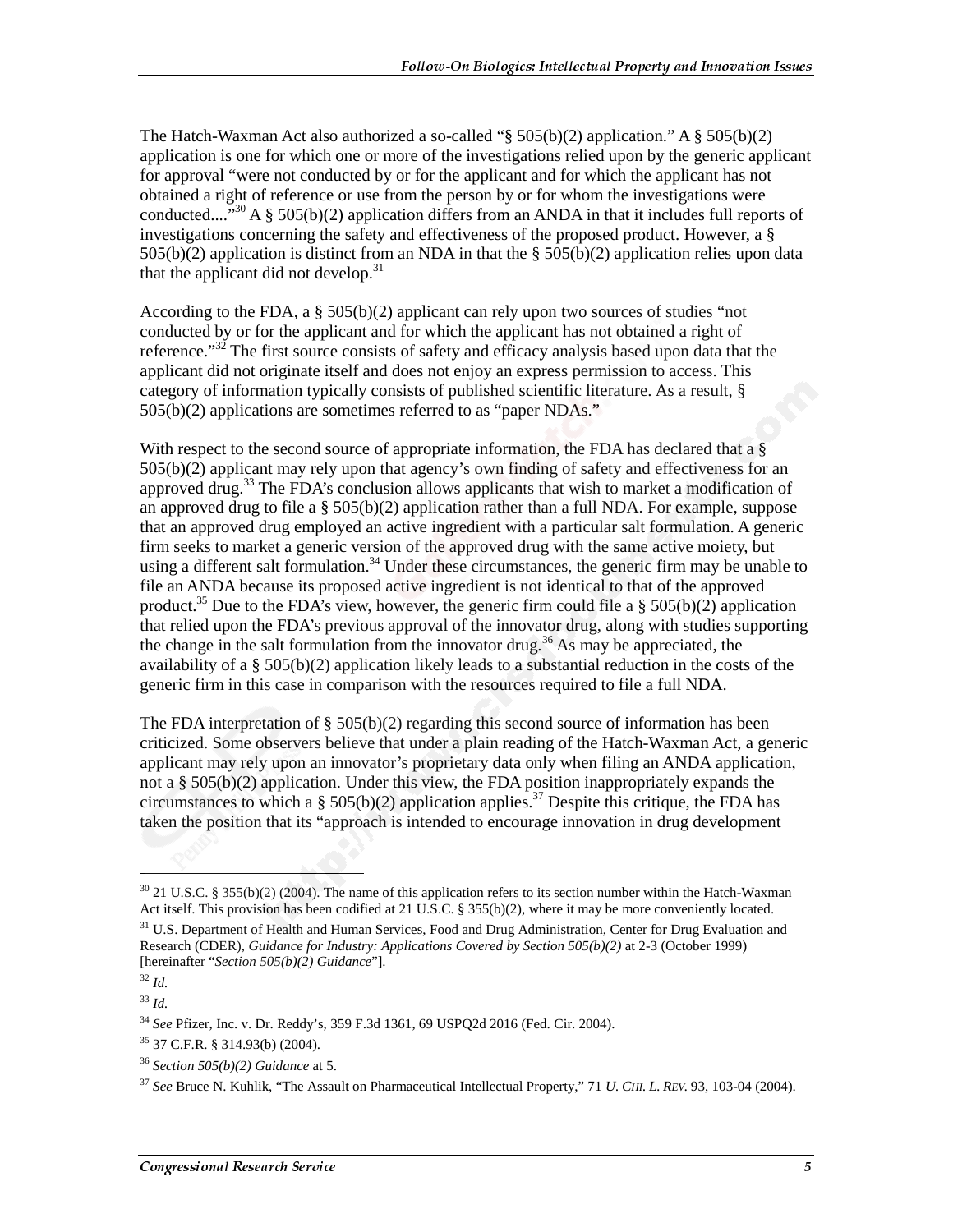The Hatch-Waxman Act also authorized a so-called "§ 505(b)(2) application." A § 505(b)(2) application is one for which one or more of the investigations relied upon by the generic applicant for approval "were not conducted by or for the applicant and for which the applicant has not obtained a right of reference or use from the person by or for whom the investigations were conducted...."[30] A § 505(b)(2) application differs from an ANDA in that it includes full reports of investigations concerning the safety and effectiveness of the proposed product. However, a § 505(b)(2) application is distinct from an NDA in that the § 505(b)(2) application relies upon data that the applicant did not develop.[31]

According to the FDA, a § 505(b)(2) applicant can rely upon two sources of studies "not conducted by or for the applicant and for which the applicant has not obtained a right of reference."[32] The first source consists of safety and efficacy analysis based upon data that the applicant did not originate itself and does not enjoy an express permission to access. This category of information typically consists of published scientific literature. As a result, § 505(b)(2) applications are sometimes referred to as "paper NDAs."

With respect to the second source of appropriate information, the FDA has declared that a § 505(b)(2) applicant may rely upon that agency's own finding of safety and effectiveness for an approved drug.[33] The FDA's conclusion allows applicants that wish to market a modification of an approved drug to file a § 505(b)(2) application rather than a full NDA. For example, suppose that an approved drug employed an active ingredient with a particular salt formulation. A generic firm seeks to market a generic version of the approved drug with the same active moiety, but using a different salt formulation.[34] Under these circumstances, the generic firm may be unable to file an ANDA because its proposed active ingredient is not identical to that of the approved product.[35] Due to the FDA's view, however, the generic firm could file a § 505(b)(2) application that relied upon the FDA's previous approval of the innovator drug, along with studies supporting the change in the salt formulation from the innovator drug.[36] As may be appreciated, the availability of a § 505(b)(2) application likely leads to a substantial reduction in the costs of the generic firm in this case in comparison with the resources required to file a full NDA.

The FDA interpretation of § 505(b)(2) regarding this second source of information has been criticized. Some observers believe that under a plain reading of the Hatch-Waxman Act, a generic applicant may rely upon an innovator's proprietary data only when filing an ANDA application, not a § 505(b)(2) application. Under this view, the FDA position inappropriately expands the circumstances to which a § 505(b)(2) application applies.[37] Despite this critique, the FDA has taken the position that its "approach is intended to encourage innovation in drug development

---

[30] 21 U.S.C. § 355(b)(2) (2004). The name of this application refers to its section number within the Hatch-Waxman Act itself. This provision has been codified at 21 U.S.C. § 355(b)(2), where it may be more conveniently located.

[31] U.S. Department of Health and Human Services, Food and Drug Administration, Center for Drug Evaluation and Research (CDER), *Guidance for Industry: Applications Covered by Section 505(b)(2)* at 2-3 (October 1999) [hereinafter "*Section 505(b)(2) Guidance*"].

[32] *Id.*

[33] *Id.*

[34] *See* Pfizer, Inc. v. Dr. Reddy's, 359 F.3d 1361, 69 USPQ2d 2016 (Fed. Cir. 2004).

[35] 37 C.F.R. § 314.93(b) (2004).

[36] *Section 505(b)(2) Guidance* at 5.

[37] *See* Bruce N. Kuhlik, "The Assault on Pharmaceutical Intellectual Property," 71 *U. Chi. L. Rev.* 93, 103-04 (2004).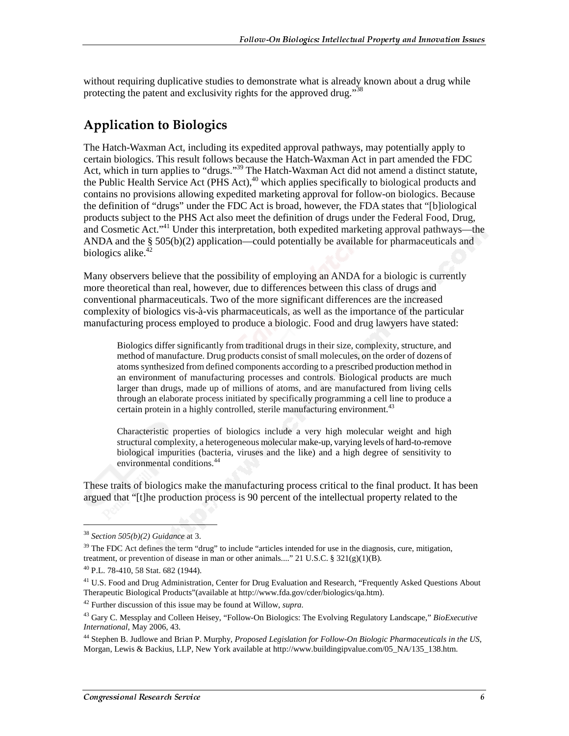without requiring duplicative studies to demonstrate what is already known about a drug while protecting the patent and exclusivity rights for the approved drug."[38]

## Application to Biologics

The Hatch-Waxman Act, including its expedited approval pathways, may potentially apply to certain biologics. This result follows because the Hatch-Waxman Act in part amended the FDC Act, which in turn applies to "drugs."[39] The Hatch-Waxman Act did not amend a distinct statute, the Public Health Service Act (PHS Act),[40] which applies specifically to biological products and contains no provisions allowing expedited marketing approval for follow-on biologics. Because the definition of "drugs" under the FDC Act is broad, however, the FDA states that "[b]iological products subject to the PHS Act also meet the definition of drugs under the Federal Food, Drug, and Cosmetic Act."[41] Under this interpretation, both expedited marketing approval pathways—the ANDA and the § 505(b)(2) application—could potentially be available for pharmaceuticals and biologics alike.[42]

Many observers believe that the possibility of employing an ANDA for a biologic is currently more theoretical than real, however, due to differences between this class of drugs and conventional pharmaceuticals. Two of the more significant differences are the increased complexity of biologics vis-à-vis pharmaceuticals, as well as the importance of the particular manufacturing process employed to produce a biologic. Food and drug lawyers have stated:

> Biologics differ significantly from traditional drugs in their size, complexity, structure, and method of manufacture. Drug products consist of small molecules, on the order of dozens of atoms synthesized from defined components according to a prescribed production method in an environment of manufacturing processes and controls. Biological products are much larger than drugs, made up of millions of atoms, and are manufactured from living cells through an elaborate process initiated by specifically programming a cell line to produce a certain protein in a highly controlled, sterile manufacturing environment.[43]
>
> Characteristic properties of biologics include a very high molecular weight and high structural complexity, a heterogeneous molecular make-up, varying levels of hard-to-remove biological impurities (bacteria, viruses and the like) and a high degree of sensitivity to environmental conditions.[44]

These traits of biologics make the manufacturing process critical to the final product. It has been argued that "[t]he production process is 90 percent of the intellectual property related to the

---

[38] *Section 505(b)(2) Guidance* at 3.

[39] The FDC Act defines the term "drug" to include "articles intended for use in the diagnosis, cure, mitigation, treatment, or prevention of disease in man or other animals...." 21 U.S.C. § 321(g)(1)(B).

[40] P.L. 78-410, 58 Stat. 682 (1944).

[41] U.S. Food and Drug Administration, Center for Drug Evaluation and Research, "Frequently Asked Questions About Therapeutic Biological Products"(available at http://www.fda.gov/cder/biologics/qa.htm).

[42] Further discussion of this issue may be found at Willow, *supra.*

[43] Gary C. Messplay and Colleen Heisey, "Follow-On Biologics: The Evolving Regulatory Landscape," *BioExecutive International*, May 2006, 43.

[44] Stephen B. Judlowe and Brian P. Murphy, *Proposed Legislation for Follow-On Biologic Pharmaceuticals in the US*, Morgan, Lewis & Backius, LLP, New York available at http://www.buildingipvalue.com/05_NA/135_138.htm.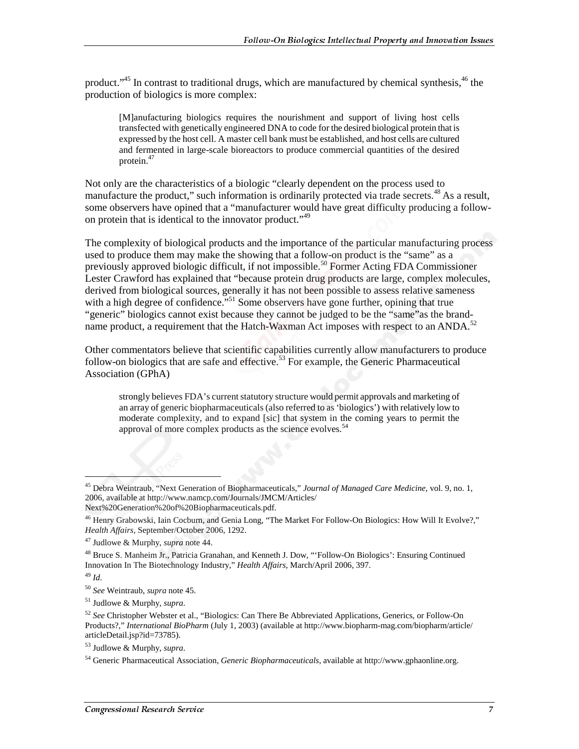product."[45] In contrast to traditional drugs, which are manufactured by chemical synthesis,[46] the production of biologics is more complex:

> [M]anufacturing biologics requires the nourishment and support of living host cells transfected with genetically engineered DNA to code for the desired biological protein that is expressed by the host cell. A master cell bank must be established, and host cells are cultured and fermented in large-scale bioreactors to produce commercial quantities of the desired protein.[47]

Not only are the characteristics of a biologic "clearly dependent on the process used to manufacture the product," such information is ordinarily protected via trade secrets.[48] As a result, some observers have opined that a "manufacturer would have great difficulty producing a follow-on protein that is identical to the innovator product."[49]

The complexity of biological products and the importance of the particular manufacturing process used to produce them may make the showing that a follow-on product is the "same" as a previously approved biologic difficult, if not impossible.[50] Former Acting FDA Commissioner Lester Crawford has explained that "because protein drug products are large, complex molecules, derived from biological sources, generally it has not been possible to assess relative sameness with a high degree of confidence."[51] Some observers have gone further, opining that true "generic" biologics cannot exist because they cannot be judged to be the "same"as the brand-name product, a requirement that the Hatch-Waxman Act imposes with respect to an ANDA.[52]

Other commentators believe that scientific capabilities currently allow manufacturers to produce follow-on biologics that are safe and effective.[53] For example, the Generic Pharmaceutical Association (GPhA)

> strongly believes FDA's current statutory structure would permit approvals and marketing of an array of generic biopharmaceuticals (also referred to as 'biologics') with relatively low to moderate complexity, and to expand [sic] that system in the coming years to permit the approval of more complex products as the science evolves.[54]

---

[45] Debra Weintraub, "Next Generation of Biopharmaceuticals," *Journal of Managed Care Medicine*, vol. 9, no. 1, 2006, available at http://www.namcp.com/Journals/JMCM/Articles/Next%20Generation%20of%20Biopharmaceuticals.pdf.

[46] Henry Grabowski, Iain Cocburn, and Genia Long, "The Market For Follow-On Biologics: How Will It Evolve?," *Health Affairs*, September/October 2006, 1292.

[47] Judlowe & Murphy, *supra* note 44.

[48] Bruce S. Manheim Jr., Patricia Granahan, and Kenneth J. Dow, "'Follow-On Biologics': Ensuring Continued Innovation In The Biotechnology Industry," *Health Affairs*, March/April 2006, 397.

[49] *Id*.

[50] *See* Weintraub, *supra* note 45.

[51] Judlowe & Murphy, *supra*.

[52] *See* Christopher Webster et al., "Biologics: Can There Be Abbreviated Applications, Generics, or Follow-On Products?," *International BioPharm* (July 1, 2003) (available at http://www.biopharm-mag.com/biopharm/article/articleDetail.jsp?id=73785).

[53] Judlowe & Murphy, *supra*.

[54] Generic Pharmaceutical Association, *Generic Biopharmaceuticals*, available at http://www.gphaonline.org.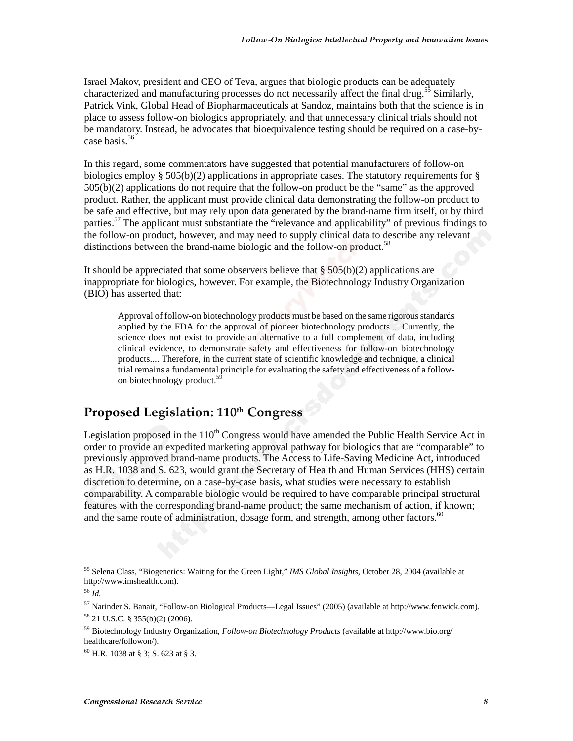Israel Makov, president and CEO of Teva, argues that biologic products can be adequately characterized and manufacturing processes do not necessarily affect the final drug.[55] Similarly, Patrick Vink, Global Head of Biopharmaceuticals at Sandoz, maintains both that the science is in place to assess follow-on biologics appropriately, and that unnecessary clinical trials should not be mandatory. Instead, he advocates that bioequivalence testing should be required on a case-by-case basis.[56]

In this regard, some commentators have suggested that potential manufacturers of follow-on biologics employ § 505(b)(2) applications in appropriate cases. The statutory requirements for § 505(b)(2) applications do not require that the follow-on product be the "same" as the approved product. Rather, the applicant must provide clinical data demonstrating the follow-on product to be safe and effective, but may rely upon data generated by the brand-name firm itself, or by third parties.[57] The applicant must substantiate the "relevance and applicability" of previous findings to the follow-on product, however, and may need to supply clinical data to describe any relevant distinctions between the brand-name biologic and the follow-on product.[58]

It should be appreciated that some observers believe that § 505(b)(2) applications are inappropriate for biologics, however. For example, the Biotechnology Industry Organization (BIO) has asserted that:

> Approval of follow-on biotechnology products must be based on the same rigorous standards applied by the FDA for the approval of pioneer biotechnology products.... Currently, the science does not exist to provide an alternative to a full complement of data, including clinical evidence, to demonstrate safety and effectiveness for follow-on biotechnology products.... Therefore, in the current state of scientific knowledge and technique, a clinical trial remains a fundamental principle for evaluating the safety and effectiveness of a follow-on biotechnology product.[59]

## Proposed Legislation: 110th Congress

Legislation proposed in the 110th Congress would have amended the Public Health Service Act in order to provide an expedited marketing approval pathway for biologics that are "comparable" to previously approved brand-name products. The Access to Life-Saving Medicine Act, introduced as H.R. 1038 and S. 623, would grant the Secretary of Health and Human Services (HHS) certain discretion to determine, on a case-by-case basis, what studies were necessary to establish comparability. A comparable biologic would be required to have comparable principal structural features with the corresponding brand-name product; the same mechanism of action, if known; and the same route of administration, dosage form, and strength, among other factors.[60]

---

[55] Selena Class, "Biogenerics: Waiting for the Green Light," *IMS Global Insights*, October 28, 2004 (available at http://www.imshealth.com).

[56] *Id.*

[57] Narinder S. Banait, "Follow-on Biological Products—Legal Issues" (2005) (available at http://www.fenwick.com).

[58] 21 U.S.C. § 355(b)(2) (2006).

[59] Biotechnology Industry Organization, *Follow-on Biotechnology Products* (available at http://www.bio.org/healthcare/followon/).

[60] H.R. 1038 at § 3; S. 623 at § 3.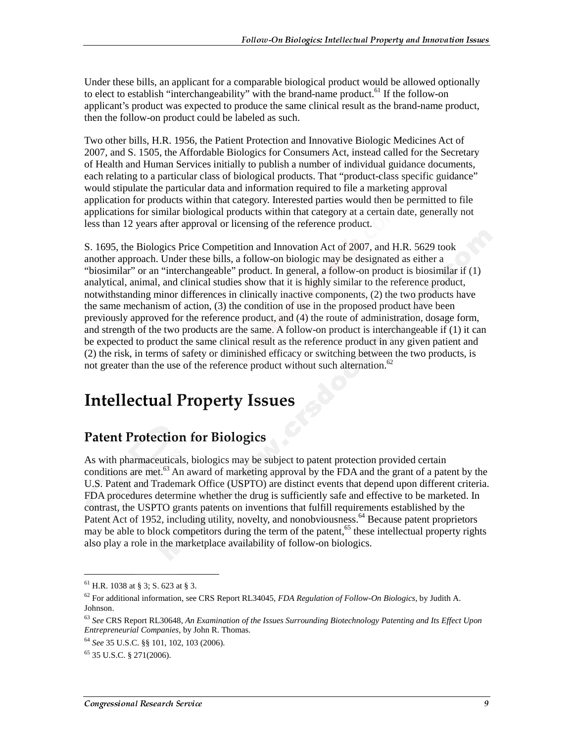Under these bills, an applicant for a comparable biological product would be allowed optionally to elect to establish “interchangeability” with the brand-name product.[61] If the follow-on applicant’s product was expected to produce the same clinical result as the brand-name product, then the follow-on product could be labeled as such.

Two other bills, H.R. 1956, the Patient Protection and Innovative Biologic Medicines Act of 2007, and S. 1505, the Affordable Biologics for Consumers Act, instead called for the Secretary of Health and Human Services initially to publish a number of individual guidance documents, each relating to a particular class of biological products. That “product-class specific guidance” would stipulate the particular data and information required to file a marketing approval application for products within that category. Interested parties would then be permitted to file applications for similar biological products within that category at a certain date, generally not less than 12 years after approval or licensing of the reference product.

S. 1695, the Biologics Price Competition and Innovation Act of 2007, and H.R. 5629 took another approach. Under these bills, a follow-on biologic may be designated as either a “biosimilar” or an “interchangeable” product. In general, a follow-on product is biosimilar if (1) analytical, animal, and clinical studies show that it is highly similar to the reference product, notwithstanding minor differences in clinically inactive components, (2) the two products have the same mechanism of action, (3) the condition of use in the proposed product have been previously approved for the reference product, and (4) the route of administration, dosage form, and strength of the two products are the same. A follow-on product is interchangeable if (1) it can be expected to product the same clinical result as the reference product in any given patient and (2) the risk, in terms of safety or diminished efficacy or switching between the two products, is not greater than the use of the reference product without such alternation.[62]

# Intellectual Property Issues

## Patent Protection for Biologics

As with pharmaceuticals, biologics may be subject to patent protection provided certain conditions are met.[63] An award of marketing approval by the FDA and the grant of a patent by the U.S. Patent and Trademark Office (USPTO) are distinct events that depend upon different criteria. FDA procedures determine whether the drug is sufficiently safe and effective to be marketed. In contrast, the USPTO grants patents on inventions that fulfill requirements established by the Patent Act of 1952, including utility, novelty, and nonobviousness.[64] Because patent proprietors may be able to block competitors during the term of the patent,[65] these intellectual property rights also play a role in the marketplace availability of follow-on biologics.

---

[61] H.R. 1038 at § 3; S. 623 at § 3.

[62] For additional information, see CRS Report RL34045, *FDA Regulation of Follow-On Biologics*, by Judith A. Johnson.

[63] *See* CRS Report RL30648, *An Examination of the Issues Surrounding Biotechnology Patenting and Its Effect Upon Entrepreneurial Companies*, by John R. Thomas.

[64] *See* 35 U.S.C. §§ 101, 102, 103 (2006).

[65] 35 U.S.C. § 271(2006).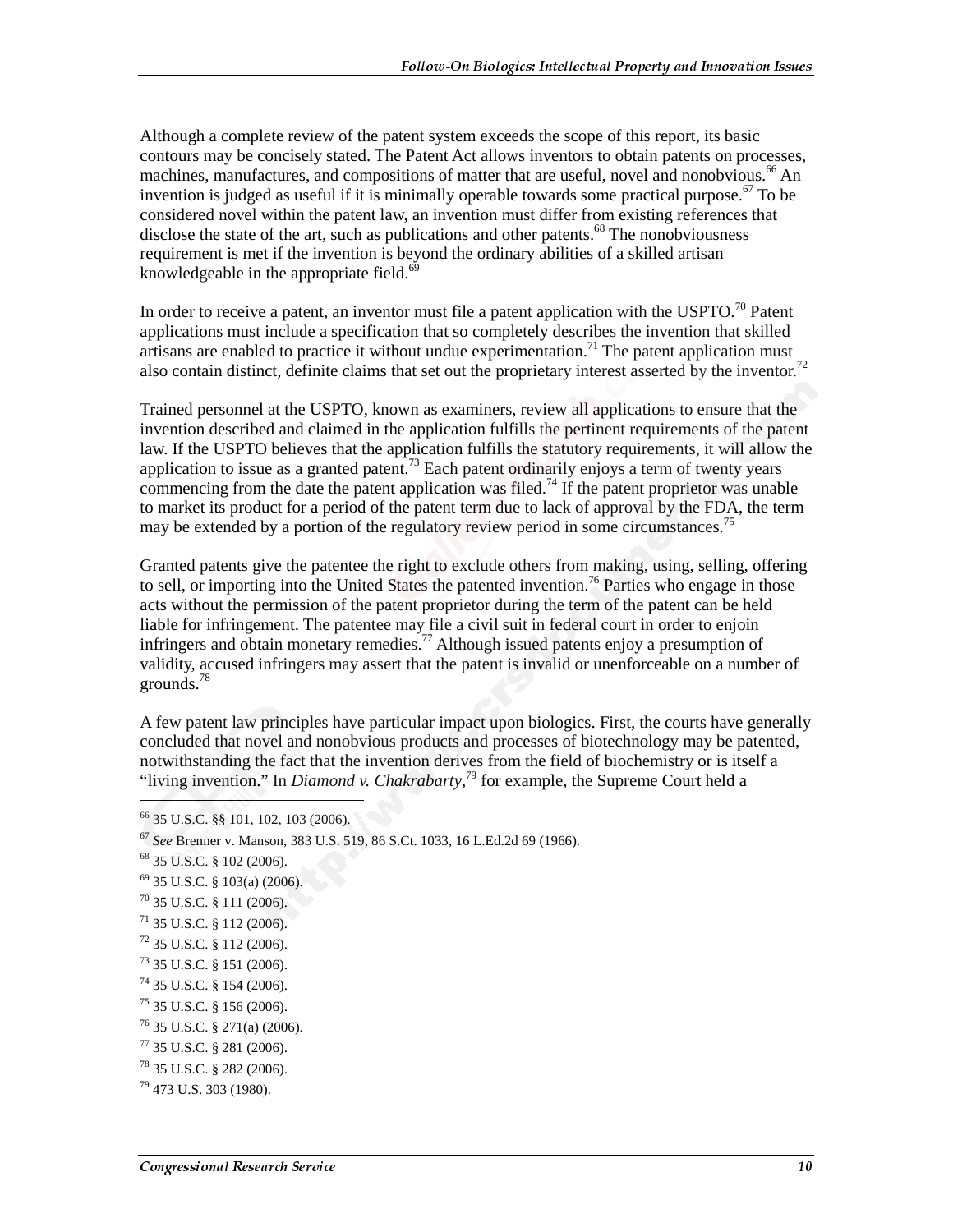Although a complete review of the patent system exceeds the scope of this report, its basic contours may be concisely stated. The Patent Act allows inventors to obtain patents on processes, machines, manufactures, and compositions of matter that are useful, novel and nonobvious.[66] An invention is judged as useful if it is minimally operable towards some practical purpose.[67] To be considered novel within the patent law, an invention must differ from existing references that disclose the state of the art, such as publications and other patents.[68] The nonobviousness requirement is met if the invention is beyond the ordinary abilities of a skilled artisan knowledgeable in the appropriate field.[69]

In order to receive a patent, an inventor must file a patent application with the USPTO.[70] Patent applications must include a specification that so completely describes the invention that skilled artisans are enabled to practice it without undue experimentation.[71] The patent application must also contain distinct, definite claims that set out the proprietary interest asserted by the inventor.[72]

Trained personnel at the USPTO, known as examiners, review all applications to ensure that the invention described and claimed in the application fulfills the pertinent requirements of the patent law. If the USPTO believes that the application fulfills the statutory requirements, it will allow the application to issue as a granted patent.[73] Each patent ordinarily enjoys a term of twenty years commencing from the date the patent application was filed.[74] If the patent proprietor was unable to market its product for a period of the patent term due to lack of approval by the FDA, the term may be extended by a portion of the regulatory review period in some circumstances.[75]

Granted patents give the patentee the right to exclude others from making, using, selling, offering to sell, or importing into the United States the patented invention.[76] Parties who engage in those acts without the permission of the patent proprietor during the term of the patent can be held liable for infringement. The patentee may file a civil suit in federal court in order to enjoin infringers and obtain monetary remedies.[77] Although issued patents enjoy a presumption of validity, accused infringers may assert that the patent is invalid or unenforceable on a number of grounds.[78]

A few patent law principles have particular impact upon biologics. First, the courts have generally concluded that novel and nonobvious products and processes of biotechnology may be patented, notwithstanding the fact that the invention derives from the field of biochemistry or is itself a "living invention." In *Diamond v. Chakrabarty*,[79] for example, the Supreme Court held a

---

[66] 35 U.S.C. §§ 101, 102, 103 (2006).

[67] *See* Brenner v. Manson, 383 U.S. 519, 86 S.Ct. 1033, 16 L.Ed.2d 69 (1966).

[68] 35 U.S.C. § 102 (2006).

[69] 35 U.S.C. § 103(a) (2006).

[70] 35 U.S.C. § 111 (2006).

[71] 35 U.S.C. § 112 (2006).

[72] 35 U.S.C. § 112 (2006).

[73] 35 U.S.C. § 151 (2006).

[74] 35 U.S.C. § 154 (2006).

[75] 35 U.S.C. § 156 (2006).

[76] 35 U.S.C. § 271(a) (2006).

[77] 35 U.S.C. § 281 (2006).

[78] 35 U.S.C. § 282 (2006).

[79] 473 U.S. 303 (1980).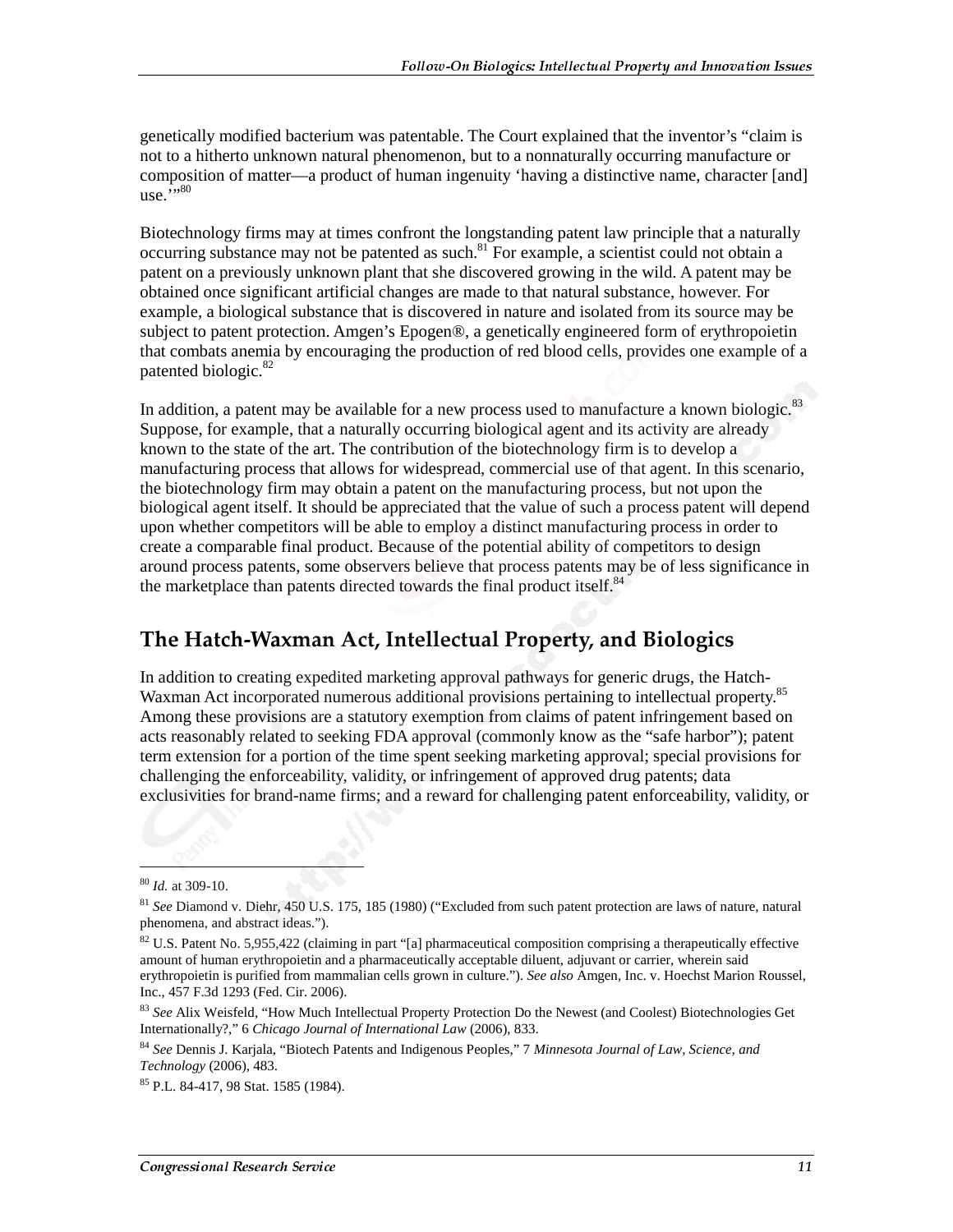genetically modified bacterium was patentable. The Court explained that the inventor's "claim is not to a hitherto unknown natural phenomenon, but to a nonnaturally occurring manufacture or composition of matter—a product of human ingenuity 'having a distinctive name, character [and] use.'"[80]

Biotechnology firms may at times confront the longstanding patent law principle that a naturally occurring substance may not be patented as such.[81] For example, a scientist could not obtain a patent on a previously unknown plant that she discovered growing in the wild. A patent may be obtained once significant artificial changes are made to that natural substance, however. For example, a biological substance that is discovered in nature and isolated from its source may be subject to patent protection. Amgen's Epogen®, a genetically engineered form of erythropoietin that combats anemia by encouraging the production of red blood cells, provides one example of a patented biologic.[82]

In addition, a patent may be available for a new process used to manufacture a known biologic.[83] Suppose, for example, that a naturally occurring biological agent and its activity are already known to the state of the art. The contribution of the biotechnology firm is to develop a manufacturing process that allows for widespread, commercial use of that agent. In this scenario, the biotechnology firm may obtain a patent on the manufacturing process, but not upon the biological agent itself. It should be appreciated that the value of such a process patent will depend upon whether competitors will be able to employ a distinct manufacturing process in order to create a comparable final product. Because of the potential ability of competitors to design around process patents, some observers believe that process patents may be of less significance in the marketplace than patents directed towards the final product itself.[84]

## The Hatch-Waxman Act, Intellectual Property, and Biologics

In addition to creating expedited marketing approval pathways for generic drugs, the Hatch-Waxman Act incorporated numerous additional provisions pertaining to intellectual property.[85] Among these provisions are a statutory exemption from claims of patent infringement based on acts reasonably related to seeking FDA approval (commonly know as the "safe harbor"); patent term extension for a portion of the time spent seeking marketing approval; special provisions for challenging the enforceability, validity, or infringement of approved drug patents; data exclusivities for brand-name firms; and a reward for challenging patent enforceability, validity, or

---

[80] *Id.* at 309-10.

[81] *See* Diamond v. Diehr, 450 U.S. 175, 185 (1980) ("Excluded from such patent protection are laws of nature, natural phenomena, and abstract ideas.").

[82] U.S. Patent No. 5,955,422 (claiming in part "[a] pharmaceutical composition comprising a therapeutically effective amount of human erythropoietin and a pharmaceutically acceptable diluent, adjuvant or carrier, wherein said erythropoietin is purified from mammalian cells grown in culture."). *See also* Amgen, Inc. v. Hoechst Marion Roussel, Inc., 457 F.3d 1293 (Fed. Cir. 2006).

[83] *See* Alix Weisfeld, "How Much Intellectual Property Protection Do the Newest (and Coolest) Biotechnologies Get Internationally?," 6 *Chicago Journal of International Law* (2006), 833.

[84] *See* Dennis J. Karjala, "Biotech Patents and Indigenous Peoples," 7 *Minnesota Journal of Law, Science, and Technology* (2006), 483.

[85] P.L. 84-417, 98 Stat. 1585 (1984).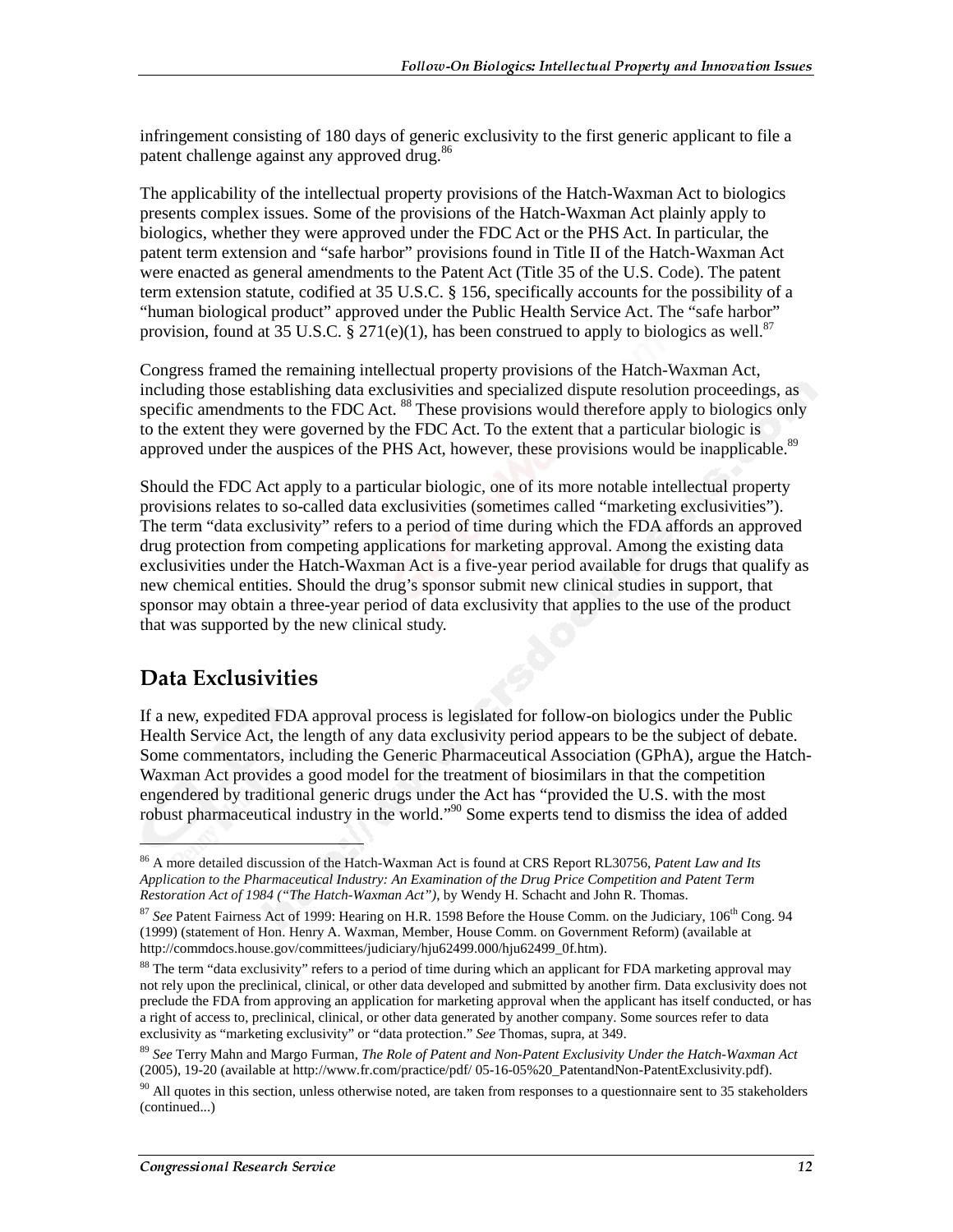infringement consisting of 180 days of generic exclusivity to the first generic applicant to file a patent challenge against any approved drug.[86]

The applicability of the intellectual property provisions of the Hatch-Waxman Act to biologics presents complex issues. Some of the provisions of the Hatch-Waxman Act plainly apply to biologics, whether they were approved under the FDC Act or the PHS Act. In particular, the patent term extension and "safe harbor" provisions found in Title II of the Hatch-Waxman Act were enacted as general amendments to the Patent Act (Title 35 of the U.S. Code). The patent term extension statute, codified at 35 U.S.C. § 156, specifically accounts for the possibility of a "human biological product" approved under the Public Health Service Act. The "safe harbor" provision, found at 35 U.S.C. § 271(e)(1), has been construed to apply to biologics as well.[87]

Congress framed the remaining intellectual property provisions of the Hatch-Waxman Act, including those establishing data exclusivities and specialized dispute resolution proceedings, as specific amendments to the FDC Act.[88] These provisions would therefore apply to biologics only to the extent they were governed by the FDC Act. To the extent that a particular biologic is approved under the auspices of the PHS Act, however, these provisions would be inapplicable.[89]

Should the FDC Act apply to a particular biologic, one of its more notable intellectual property provisions relates to so-called data exclusivities (sometimes called "marketing exclusivities"). The term "data exclusivity" refers to a period of time during which the FDA affords an approved drug protection from competing applications for marketing approval. Among the existing data exclusivities under the Hatch-Waxman Act is a five-year period available for drugs that qualify as new chemical entities. Should the drug's sponsor submit new clinical studies in support, that sponsor may obtain a three-year period of data exclusivity that applies to the use of the product that was supported by the new clinical study.

## Data Exclusivities

If a new, expedited FDA approval process is legislated for follow-on biologics under the Public Health Service Act, the length of any data exclusivity period appears to be the subject of debate. Some commentators, including the Generic Pharmaceutical Association (GPhA), argue the Hatch-Waxman Act provides a good model for the treatment of biosimilars in that the competition engendered by traditional generic drugs under the Act has "provided the U.S. with the most robust pharmaceutical industry in the world."[90] Some experts tend to dismiss the idea of added

---

[86] A more detailed discussion of the Hatch-Waxman Act is found at CRS Report RL30756, *Patent Law and Its Application to the Pharmaceutical Industry: An Examination of the Drug Price Competition and Patent Term Restoration Act of 1984 ("The Hatch-Waxman Act")*, by Wendy H. Schacht and John R. Thomas.

[87] *See* Patent Fairness Act of 1999: Hearing on H.R. 1598 Before the House Comm. on the Judiciary, 106th Cong. 94 (1999) (statement of Hon. Henry A. Waxman, Member, House Comm. on Government Reform) (available at http://commdocs.house.gov/committees/judiciary/hju62499.000/hju62499_0f.htm).

[88] The term "data exclusivity" refers to a period of time during which an applicant for FDA marketing approval may not rely upon the preclinical, clinical, or other data developed and submitted by another firm. Data exclusivity does not preclude the FDA from approving an application for marketing approval when the applicant has itself conducted, or has a right of access to, preclinical, clinical, or other data generated by another company. Some sources refer to data exclusivity as "marketing exclusivity" or "data protection." *See* Thomas, supra, at 349.

[89] *See* Terry Mahn and Margo Furman, *The Role of Patent and Non-Patent Exclusivity Under the Hatch-Waxman Act* (2005), 19-20 (available at http://www.fr.com/practice/pdf/ 05-16-05%20_PatentandNon-PatentExclusivity.pdf).

[90] All quotes in this section, unless otherwise noted, are taken from responses to a questionnaire sent to 35 stakeholders (continued...)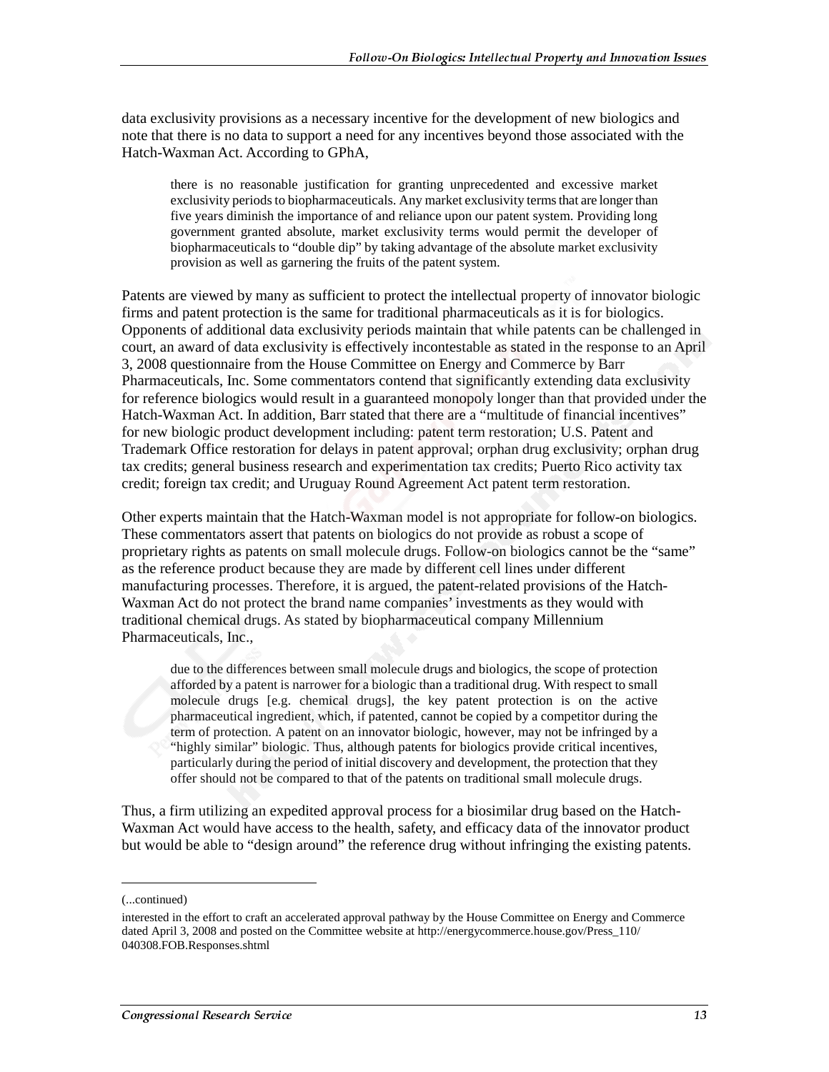data exclusivity provisions as a necessary incentive for the development of new biologics and note that there is no data to support a need for any incentives beyond those associated with the Hatch-Waxman Act. According to GPhA,

> there is no reasonable justification for granting unprecedented and excessive market exclusivity periods to biopharmaceuticals. Any market exclusivity terms that are longer than five years diminish the importance of and reliance upon our patent system. Providing long government granted absolute, market exclusivity terms would permit the developer of biopharmaceuticals to "double dip" by taking advantage of the absolute market exclusivity provision as well as garnering the fruits of the patent system.

Patents are viewed by many as sufficient to protect the intellectual property of innovator biologic firms and patent protection is the same for traditional pharmaceuticals as it is for biologics. Opponents of additional data exclusivity periods maintain that while patents can be challenged in court, an award of data exclusivity is effectively incontestable as stated in the response to an April 3, 2008 questionnaire from the House Committee on Energy and Commerce by Barr Pharmaceuticals, Inc. Some commentators contend that significantly extending data exclusivity for reference biologics would result in a guaranteed monopoly longer than that provided under the Hatch-Waxman Act. In addition, Barr stated that there are a "multitude of financial incentives" for new biologic product development including: patent term restoration; U.S. Patent and Trademark Office restoration for delays in patent approval; orphan drug exclusivity; orphan drug tax credits; general business research and experimentation tax credits; Puerto Rico activity tax credit; foreign tax credit; and Uruguay Round Agreement Act patent term restoration.

Other experts maintain that the Hatch-Waxman model is not appropriate for follow-on biologics. These commentators assert that patents on biologics do not provide as robust a scope of proprietary rights as patents on small molecule drugs. Follow-on biologics cannot be the "same" as the reference product because they are made by different cell lines under different manufacturing processes. Therefore, it is argued, the patent-related provisions of the Hatch-Waxman Act do not protect the brand name companies' investments as they would with traditional chemical drugs. As stated by biopharmaceutical company Millennium Pharmaceuticals, Inc.,

> due to the differences between small molecule drugs and biologics, the scope of protection afforded by a patent is narrower for a biologic than a traditional drug. With respect to small molecule drugs [e.g. chemical drugs], the key patent protection is on the active pharmaceutical ingredient, which, if patented, cannot be copied by a competitor during the term of protection. A patent on an innovator biologic, however, may not be infringed by a "highly similar" biologic. Thus, although patents for biologics provide critical incentives, particularly during the period of initial discovery and development, the protection that they offer should not be compared to that of the patents on traditional small molecule drugs.

Thus, a firm utilizing an expedited approval process for a biosimilar drug based on the Hatch-Waxman Act would have access to the health, safety, and efficacy data of the innovator product but would be able to "design around" the reference drug without infringing the existing patents.

---

(...continued)

interested in the effort to craft an accelerated approval pathway by the House Committee on Energy and Commerce dated April 3, 2008 and posted on the Committee website at http://energycommerce.house.gov/Press_110/040308.FOB.Responses.shtml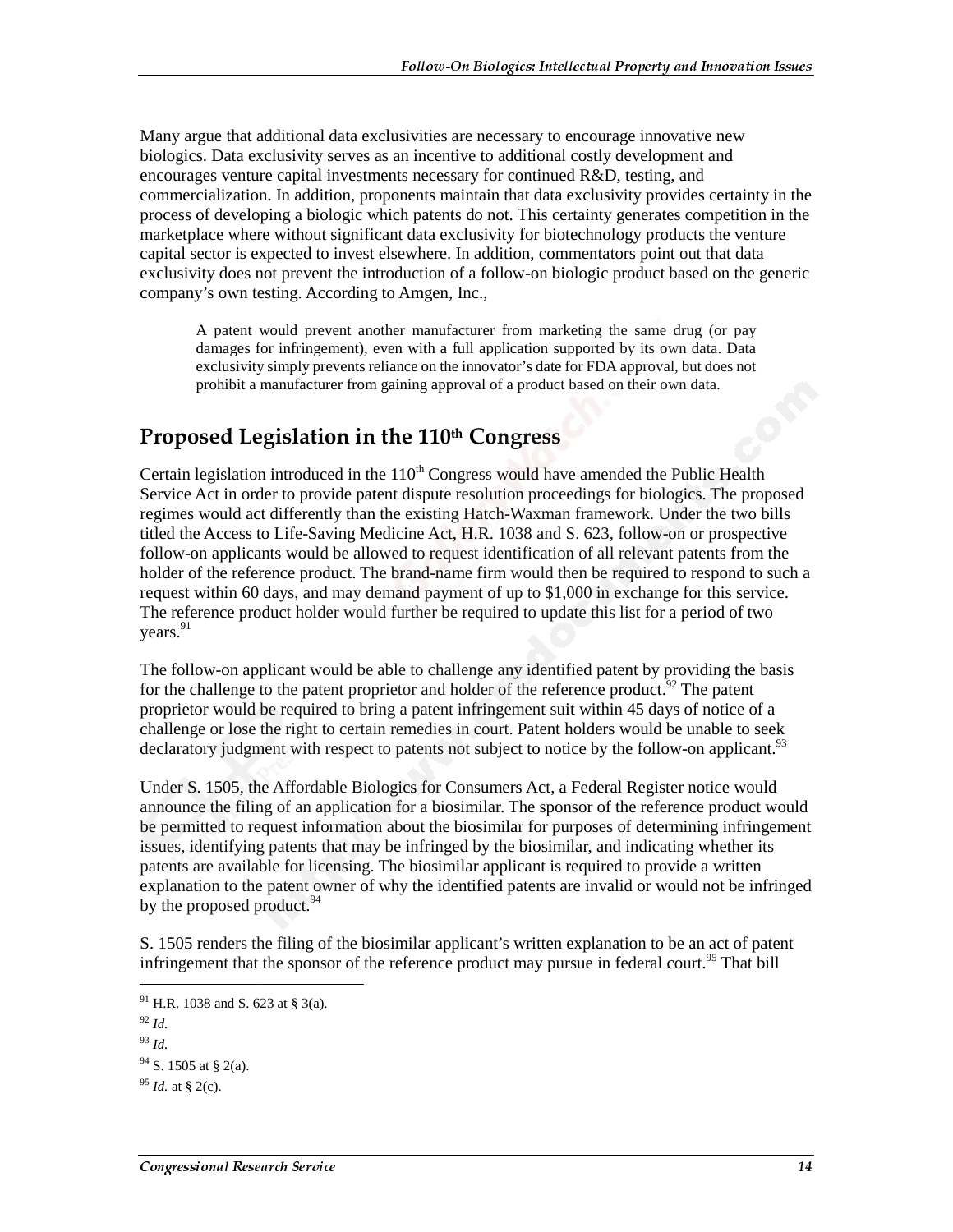Many argue that additional data exclusivities are necessary to encourage innovative new biologics. Data exclusivity serves as an incentive to additional costly development and encourages venture capital investments necessary for continued R&D, testing, and commercialization. In addition, proponents maintain that data exclusivity provides certainty in the process of developing a biologic which patents do not. This certainty generates competition in the marketplace where without significant data exclusivity for biotechnology products the venture capital sector is expected to invest elsewhere. In addition, commentators point out that data exclusivity does not prevent the introduction of a follow-on biologic product based on the generic company's own testing. According to Amgen, Inc.,

> A patent would prevent another manufacturer from marketing the same drug (or pay damages for infringement), even with a full application supported by its own data. Data exclusivity simply prevents reliance on the innovator's date for FDA approval, but does not prohibit a manufacturer from gaining approval of a product based on their own data.

## Proposed Legislation in the 110th Congress

Certain legislation introduced in the 110th Congress would have amended the Public Health Service Act in order to provide patent dispute resolution proceedings for biologics. The proposed regimes would act differently than the existing Hatch-Waxman framework. Under the two bills titled the Access to Life-Saving Medicine Act, H.R. 1038 and S. 623, follow-on or prospective follow-on applicants would be allowed to request identification of all relevant patents from the holder of the reference product. The brand-name firm would then be required to respond to such a request within 60 days, and may demand payment of up to $1,000 in exchange for this service. The reference product holder would further be required to update this list for a period of two years.[91]

The follow-on applicant would be able to challenge any identified patent by providing the basis for the challenge to the patent proprietor and holder of the reference product.[92] The patent proprietor would be required to bring a patent infringement suit within 45 days of notice of a challenge or lose the right to certain remedies in court. Patent holders would be unable to seek declaratory judgment with respect to patents not subject to notice by the follow-on applicant.[93]

Under S. 1505, the Affordable Biologics for Consumers Act, a Federal Register notice would announce the filing of an application for a biosimilar. The sponsor of the reference product would be permitted to request information about the biosimilar for purposes of determining infringement issues, identifying patents that may be infringed by the biosimilar, and indicating whether its patents are available for licensing. The biosimilar applicant is required to provide a written explanation to the patent owner of why the identified patents are invalid or would not be infringed by the proposed product.[94]

S. 1505 renders the filing of the biosimilar applicant's written explanation to be an act of patent infringement that the sponsor of the reference product may pursue in federal court.[95] That bill

---

[91] H.R. 1038 and S. 623 at § 3(a).

[92] *Id.*

[93] *Id.*

[94] S. 1505 at § 2(a).

[95] *Id.* at § 2(c).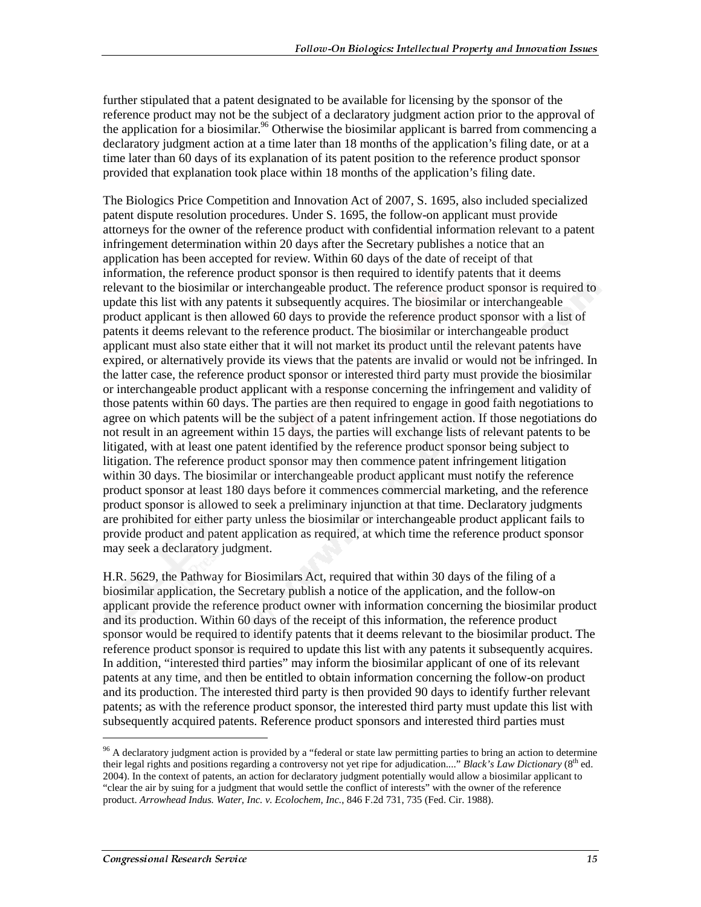further stipulated that a patent designated to be available for licensing by the sponsor of the reference product may not be the subject of a declaratory judgment action prior to the approval of the application for a biosimilar.[96] Otherwise the biosimilar applicant is barred from commencing a declaratory judgment action at a time later than 18 months of the application's filing date, or at a time later than 60 days of its explanation of its patent position to the reference product sponsor provided that explanation took place within 18 months of the application's filing date.

The Biologics Price Competition and Innovation Act of 2007, S. 1695, also included specialized patent dispute resolution procedures. Under S. 1695, the follow-on applicant must provide attorneys for the owner of the reference product with confidential information relevant to a patent infringement determination within 20 days after the Secretary publishes a notice that an application has been accepted for review. Within 60 days of the date of receipt of that information, the reference product sponsor is then required to identify patents that it deems relevant to the biosimilar or interchangeable product. The reference product sponsor is required to update this list with any patents it subsequently acquires. The biosimilar or interchangeable product applicant is then allowed 60 days to provide the reference product sponsor with a list of patents it deems relevant to the reference product. The biosimilar or interchangeable product applicant must also state either that it will not market its product until the relevant patents have expired, or alternatively provide its views that the patents are invalid or would not be infringed. In the latter case, the reference product sponsor or interested third party must provide the biosimilar or interchangeable product applicant with a response concerning the infringement and validity of those patents within 60 days. The parties are then required to engage in good faith negotiations to agree on which patents will be the subject of a patent infringement action. If those negotiations do not result in an agreement within 15 days, the parties will exchange lists of relevant patents to be litigated, with at least one patent identified by the reference product sponsor being subject to litigation. The reference product sponsor may then commence patent infringement litigation within 30 days. The biosimilar or interchangeable product applicant must notify the reference product sponsor at least 180 days before it commences commercial marketing, and the reference product sponsor is allowed to seek a preliminary injunction at that time. Declaratory judgments are prohibited for either party unless the biosimilar or interchangeable product applicant fails to provide product and patent application as required, at which time the reference product sponsor may seek a declaratory judgment.

H.R. 5629, the Pathway for Biosimilars Act, required that within 30 days of the filing of a biosimilar application, the Secretary publish a notice of the application, and the follow-on applicant provide the reference product owner with information concerning the biosimilar product and its production. Within 60 days of the receipt of this information, the reference product sponsor would be required to identify patents that it deems relevant to the biosimilar product. The reference product sponsor is required to update this list with any patents it subsequently acquires. In addition, "interested third parties" may inform the biosimilar applicant of one of its relevant patents at any time, and then be entitled to obtain information concerning the follow-on product and its production. The interested third party is then provided 90 days to identify further relevant patents; as with the reference product sponsor, the interested third party must update this list with subsequently acquired patents. Reference product sponsors and interested third parties must

---

[96] A declaratory judgment action is provided by a "federal or state law permitting parties to bring an action to determine their legal rights and positions regarding a controversy not yet ripe for adjudication...." *Black's Law Dictionary* (8th ed. 2004). In the context of patents, an action for declaratory judgment potentially would allow a biosimilar applicant to "clear the air by suing for a judgment that would settle the conflict of interests" with the owner of the reference product. *Arrowhead Indus. Water, Inc. v. Ecolochem, Inc.*, 846 F.2d 731, 735 (Fed. Cir. 1988).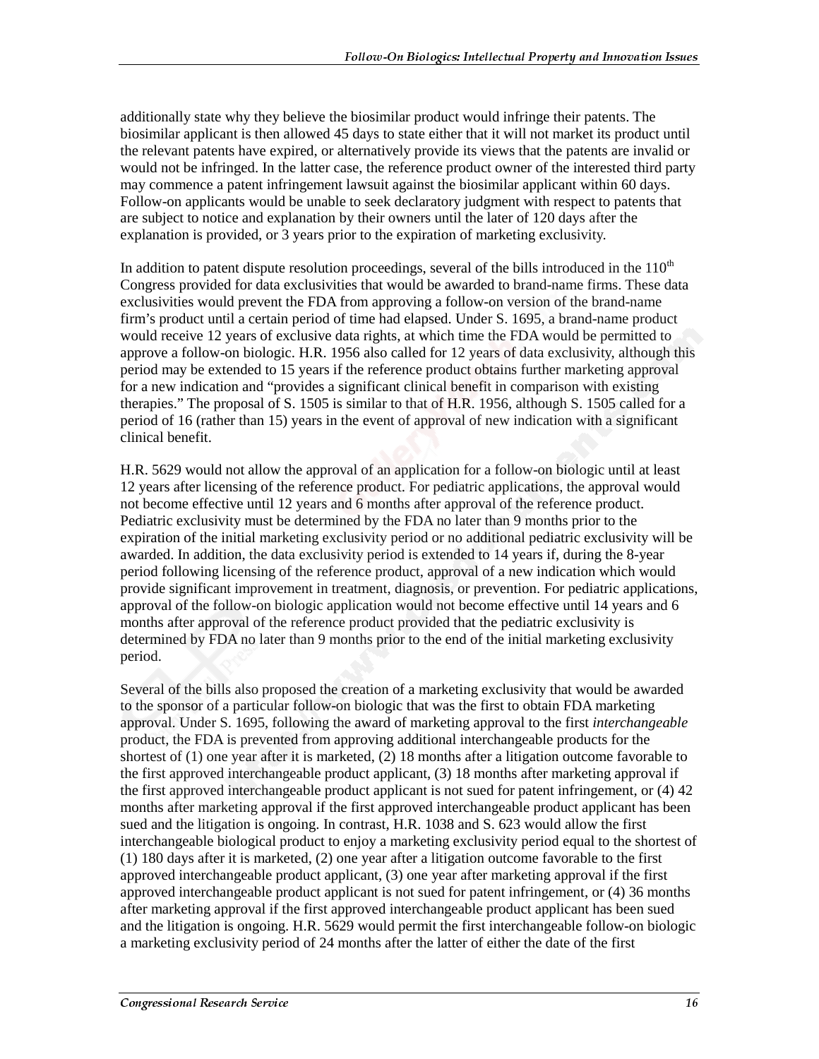additionally state why they believe the biosimilar product would infringe their patents. The biosimilar applicant is then allowed 45 days to state either that it will not market its product until the relevant patents have expired, or alternatively provide its views that the patents are invalid or would not be infringed. In the latter case, the reference product owner of the interested third party may commence a patent infringement lawsuit against the biosimilar applicant within 60 days. Follow-on applicants would be unable to seek declaratory judgment with respect to patents that are subject to notice and explanation by their owners until the later of 120 days after the explanation is provided, or 3 years prior to the expiration of marketing exclusivity.

In addition to patent dispute resolution proceedings, several of the bills introduced in the 110th Congress provided for data exclusivities that would be awarded to brand-name firms. These data exclusivities would prevent the FDA from approving a follow-on version of the brand-name firm's product until a certain period of time had elapsed. Under S. 1695, a brand-name product would receive 12 years of exclusive data rights, at which time the FDA would be permitted to approve a follow-on biologic. H.R. 1956 also called for 12 years of data exclusivity, although this period may be extended to 15 years if the reference product obtains further marketing approval for a new indication and "provides a significant clinical benefit in comparison with existing therapies." The proposal of S. 1505 is similar to that of H.R. 1956, although S. 1505 called for a period of 16 (rather than 15) years in the event of approval of new indication with a significant clinical benefit.

H.R. 5629 would not allow the approval of an application for a follow-on biologic until at least 12 years after licensing of the reference product. For pediatric applications, the approval would not become effective until 12 years and 6 months after approval of the reference product. Pediatric exclusivity must be determined by the FDA no later than 9 months prior to the expiration of the initial marketing exclusivity period or no additional pediatric exclusivity will be awarded. In addition, the data exclusivity period is extended to 14 years if, during the 8-year period following licensing of the reference product, approval of a new indication which would provide significant improvement in treatment, diagnosis, or prevention. For pediatric applications, approval of the follow-on biologic application would not become effective until 14 years and 6 months after approval of the reference product provided that the pediatric exclusivity is determined by FDA no later than 9 months prior to the end of the initial marketing exclusivity period.

Several of the bills also proposed the creation of a marketing exclusivity that would be awarded to the sponsor of a particular follow-on biologic that was the first to obtain FDA marketing approval. Under S. 1695, following the award of marketing approval to the first *interchangeable* product, the FDA is prevented from approving additional interchangeable products for the shortest of (1) one year after it is marketed, (2) 18 months after a litigation outcome favorable to the first approved interchangeable product applicant, (3) 18 months after marketing approval if the first approved interchangeable product applicant is not sued for patent infringement, or (4) 42 months after marketing approval if the first approved interchangeable product applicant has been sued and the litigation is ongoing. In contrast, H.R. 1038 and S. 623 would allow the first interchangeable biological product to enjoy a marketing exclusivity period equal to the shortest of (1) 180 days after it is marketed, (2) one year after a litigation outcome favorable to the first approved interchangeable product applicant, (3) one year after marketing approval if the first approved interchangeable product applicant is not sued for patent infringement, or (4) 36 months after marketing approval if the first approved interchangeable product applicant has been sued and the litigation is ongoing. H.R. 5629 would permit the first interchangeable follow-on biologic a marketing exclusivity period of 24 months after the latter of either the date of the first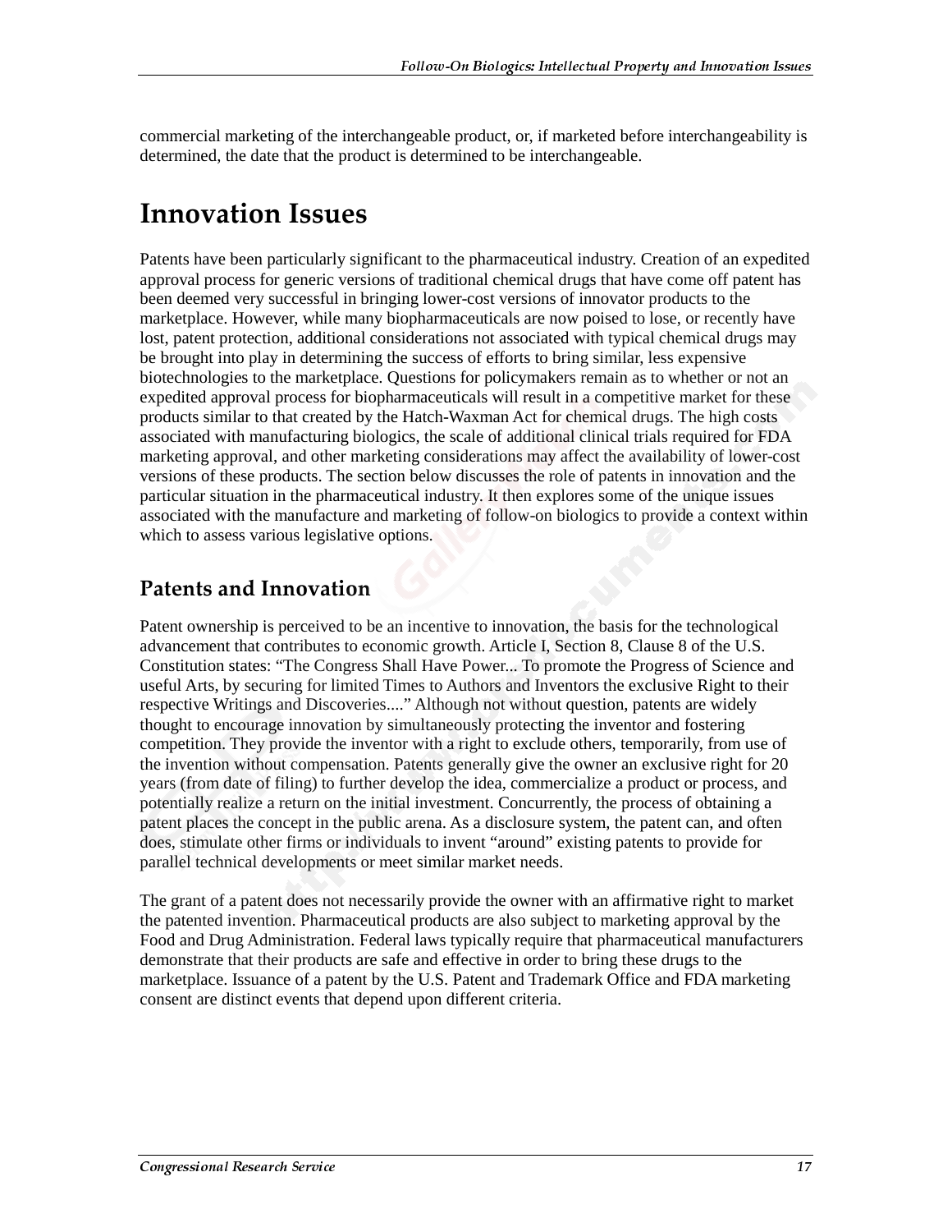commercial marketing of the interchangeable product, or, if marketed before interchangeability is determined, the date that the product is determined to be interchangeable.

# Innovation Issues

Patents have been particularly significant to the pharmaceutical industry. Creation of an expedited approval process for generic versions of traditional chemical drugs that have come off patent has been deemed very successful in bringing lower-cost versions of innovator products to the marketplace. However, while many biopharmaceuticals are now poised to lose, or recently have lost, patent protection, additional considerations not associated with typical chemical drugs may be brought into play in determining the success of efforts to bring similar, less expensive biotechnologies to the marketplace. Questions for policymakers remain as to whether or not an expedited approval process for biopharmaceuticals will result in a competitive market for these products similar to that created by the Hatch-Waxman Act for chemical drugs. The high costs associated with manufacturing biologics, the scale of additional clinical trials required for FDA marketing approval, and other marketing considerations may affect the availability of lower-cost versions of these products. The section below discusses the role of patents in innovation and the particular situation in the pharmaceutical industry. It then explores some of the unique issues associated with the manufacture and marketing of follow-on biologics to provide a context within which to assess various legislative options.

## Patents and Innovation

Patent ownership is perceived to be an incentive to innovation, the basis for the technological advancement that contributes to economic growth. Article I, Section 8, Clause 8 of the U.S. Constitution states: "The Congress Shall Have Power... To promote the Progress of Science and useful Arts, by securing for limited Times to Authors and Inventors the exclusive Right to their respective Writings and Discoveries...." Although not without question, patents are widely thought to encourage innovation by simultaneously protecting the inventor and fostering competition. They provide the inventor with a right to exclude others, temporarily, from use of the invention without compensation. Patents generally give the owner an exclusive right for 20 years (from date of filing) to further develop the idea, commercialize a product or process, and potentially realize a return on the initial investment. Concurrently, the process of obtaining a patent places the concept in the public arena. As a disclosure system, the patent can, and often does, stimulate other firms or individuals to invent "around" existing patents to provide for parallel technical developments or meet similar market needs.

The grant of a patent does not necessarily provide the owner with an affirmative right to market the patented invention. Pharmaceutical products are also subject to marketing approval by the Food and Drug Administration. Federal laws typically require that pharmaceutical manufacturers demonstrate that their products are safe and effective in order to bring these drugs to the marketplace. Issuance of a patent by the U.S. Patent and Trademark Office and FDA marketing consent are distinct events that depend upon different criteria.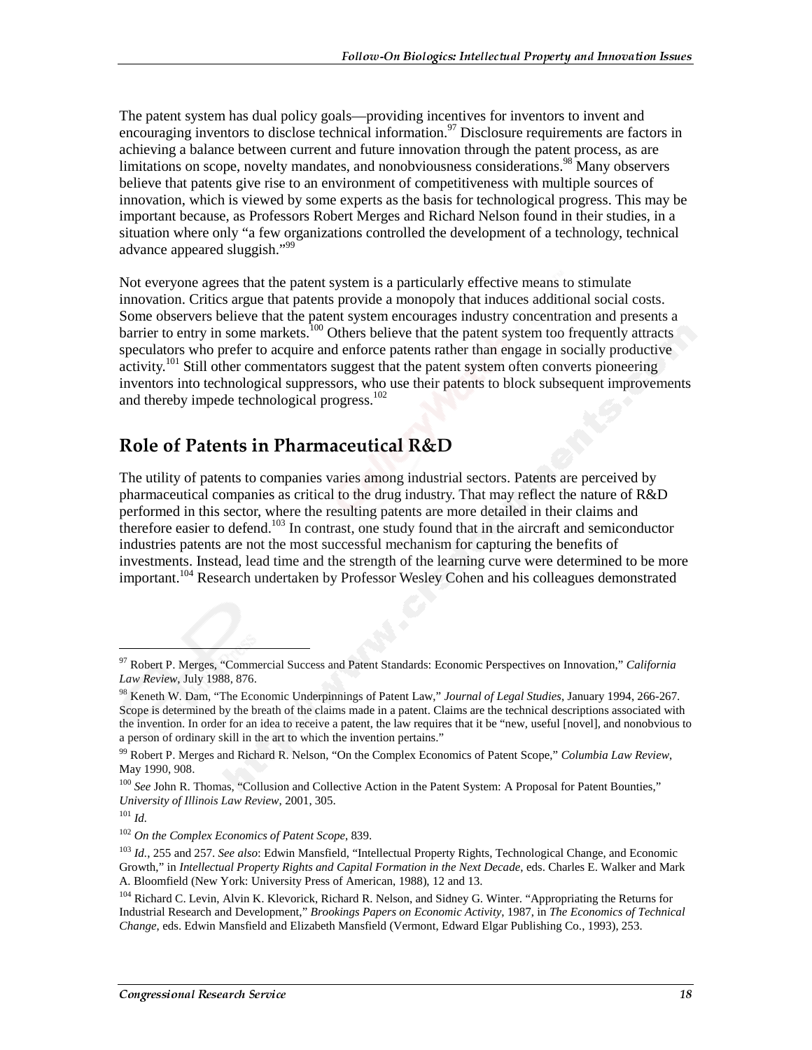The patent system has dual policy goals—providing incentives for inventors to invent and encouraging inventors to disclose technical information.[97] Disclosure requirements are factors in achieving a balance between current and future innovation through the patent process, as are limitations on scope, novelty mandates, and nonobviousness considerations.[98] Many observers believe that patents give rise to an environment of competitiveness with multiple sources of innovation, which is viewed by some experts as the basis for technological progress. This may be important because, as Professors Robert Merges and Richard Nelson found in their studies, in a situation where only "a few organizations controlled the development of a technology, technical advance appeared sluggish."[99]

Not everyone agrees that the patent system is a particularly effective means to stimulate innovation. Critics argue that patents provide a monopoly that induces additional social costs. Some observers believe that the patent system encourages industry concentration and presents a barrier to entry in some markets.[100] Others believe that the patent system too frequently attracts speculators who prefer to acquire and enforce patents rather than engage in socially productive activity.[101] Still other commentators suggest that the patent system often converts pioneering inventors into technological suppressors, who use their patents to block subsequent improvements and thereby impede technological progress.[102]

## Role of Patents in Pharmaceutical R&D

The utility of patents to companies varies among industrial sectors. Patents are perceived by pharmaceutical companies as critical to the drug industry. That may reflect the nature of R&D performed in this sector, where the resulting patents are more detailed in their claims and therefore easier to defend.[103] In contrast, one study found that in the aircraft and semiconductor industries patents are not the most successful mechanism for capturing the benefits of investments. Instead, lead time and the strength of the learning curve were determined to be more important.[104] Research undertaken by Professor Wesley Cohen and his colleagues demonstrated

---

[97] Robert P. Merges, "Commercial Success and Patent Standards: Economic Perspectives on Innovation," *California Law Review*, July 1988, 876.

[98] Keneth W. Dam, "The Economic Underpinnings of Patent Law," *Journal of Legal Studies*, January 1994, 266-267. Scope is determined by the breath of the claims made in a patent. Claims are the technical descriptions associated with the invention. In order for an idea to receive a patent, the law requires that it be "new, useful [novel], and nonobvious to a person of ordinary skill in the art to which the invention pertains."

[99] Robert P. Merges and Richard R. Nelson, "On the Complex Economics of Patent Scope," *Columbia Law Review*, May 1990, 908.

[100] *See* John R. Thomas, "Collusion and Collective Action in the Patent System: A Proposal for Patent Bounties," *University of Illinois Law Review*, 2001, 305.

[101] *Id.*

[102] *On the Complex Economics of Patent Scope*, 839.

[103] *Id.*, 255 and 257. *See also*: Edwin Mansfield, "Intellectual Property Rights, Technological Change, and Economic Growth," in *Intellectual Property Rights and Capital Formation in the Next Decade*, eds. Charles E. Walker and Mark A. Bloomfield (New York: University Press of American, 1988), 12 and 13.

[104] Richard C. Levin, Alvin K. Klevorick, Richard R. Nelson, and Sidney G. Winter. "Appropriating the Returns for Industrial Research and Development," *Brookings Papers on Economic Activity*, 1987, in *The Economics of Technical Change*, eds. Edwin Mansfield and Elizabeth Mansfield (Vermont, Edward Elgar Publishing Co., 1993), 253.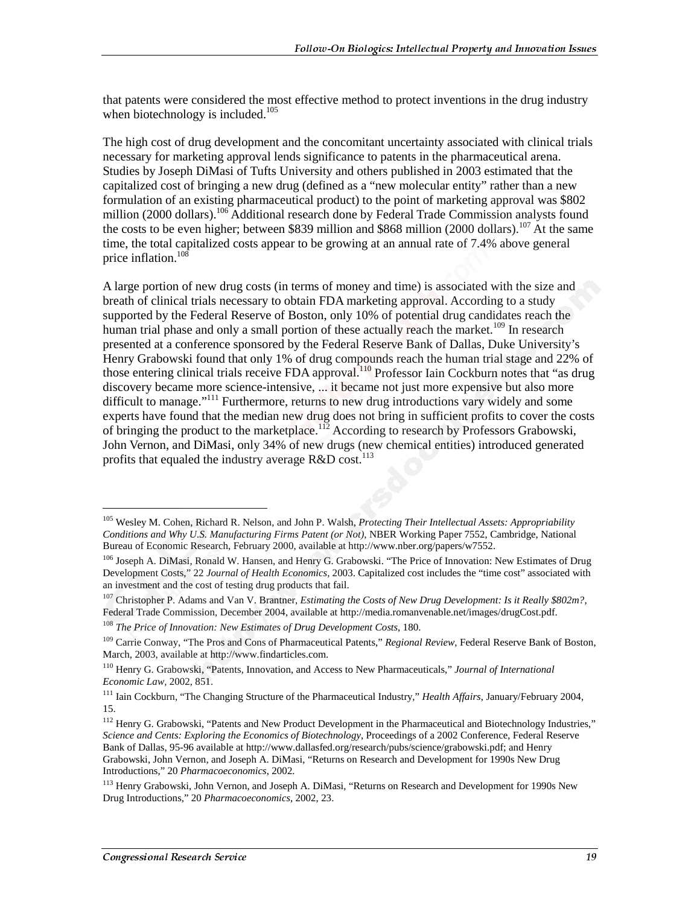that patents were considered the most effective method to protect inventions in the drug industry when biotechnology is included.[105]

The high cost of drug development and the concomitant uncertainty associated with clinical trials necessary for marketing approval lends significance to patents in the pharmaceutical arena. Studies by Joseph DiMasi of Tufts University and others published in 2003 estimated that the capitalized cost of bringing a new drug (defined as a "new molecular entity" rather than a new formulation of an existing pharmaceutical product) to the point of marketing approval was $802 million (2000 dollars).[106] Additional research done by Federal Trade Commission analysts found the costs to be even higher; between $839 million and $868 million (2000 dollars).[107] At the same time, the total capitalized costs appear to be growing at an annual rate of 7.4% above general price inflation.[108]

A large portion of new drug costs (in terms of money and time) is associated with the size and breath of clinical trials necessary to obtain FDA marketing approval. According to a study supported by the Federal Reserve of Boston, only 10% of potential drug candidates reach the human trial phase and only a small portion of these actually reach the market.[109] In research presented at a conference sponsored by the Federal Reserve Bank of Dallas, Duke University's Henry Grabowski found that only 1% of drug compounds reach the human trial stage and 22% of those entering clinical trials receive FDA approval.[110] Professor Iain Cockburn notes that "as drug discovery became more science-intensive, ... it became not just more expensive but also more difficult to manage."[111] Furthermore, returns to new drug introductions vary widely and some experts have found that the median new drug does not bring in sufficient profits to cover the costs of bringing the product to the marketplace.[112] According to research by Professors Grabowski, John Vernon, and DiMasi, only 34% of new drugs (new chemical entities) introduced generated profits that equaled the industry average R&D cost.[113]

---

[105] Wesley M. Cohen, Richard R. Nelson, and John P. Walsh, *Protecting Their Intellectual Assets: Appropriability Conditions and Why U.S. Manufacturing Firms Patent (or Not)*, NBER Working Paper 7552, Cambridge, National Bureau of Economic Research, February 2000, available at http://www.nber.org/papers/w7552.

[106] Joseph A. DiMasi, Ronald W. Hansen, and Henry G. Grabowski. "The Price of Innovation: New Estimates of Drug Development Costs," 22 *Journal of Health Economics*, 2003. Capitalized cost includes the "time cost" associated with an investment and the cost of testing drug products that fail.

[107] Christopher P. Adams and Van V. Brantner, *Estimating the Costs of New Drug Development: Is it Really $802m?*, Federal Trade Commission, December 2004, available at http://media.romanvenable.net/images/drugCost.pdf.

[108] *The Price of Innovation: New Estimates of Drug Development Costs*, 180.

[109] Carrie Conway, "The Pros and Cons of Pharmaceutical Patents," *Regional Review*, Federal Reserve Bank of Boston, March, 2003, available at http://www.findarticles.com.

[110] Henry G. Grabowski, "Patents, Innovation, and Access to New Pharmaceuticals," *Journal of International Economic Law*, 2002, 851.

[111] Iain Cockburn, "The Changing Structure of the Pharmaceutical Industry," *Health Affairs*, January/February 2004, 15.

[112] Henry G. Grabowski, "Patents and New Product Development in the Pharmaceutical and Biotechnology Industries," *Science and Cents: Exploring the Economics of Biotechnology*, Proceedings of a 2002 Conference, Federal Reserve Bank of Dallas, 95-96 available at http://www.dallasfed.org/research/pubs/science/grabowski.pdf; and Henry Grabowski, John Vernon, and Joseph A. DiMasi, "Returns on Research and Development for 1990s New Drug Introductions," 20 *Pharmacoeconomics*, 2002.

[113] Henry Grabowski, John Vernon, and Joseph A. DiMasi, "Returns on Research and Development for 1990s New Drug Introductions," 20 *Pharmacoeconomics*, 2002, 23.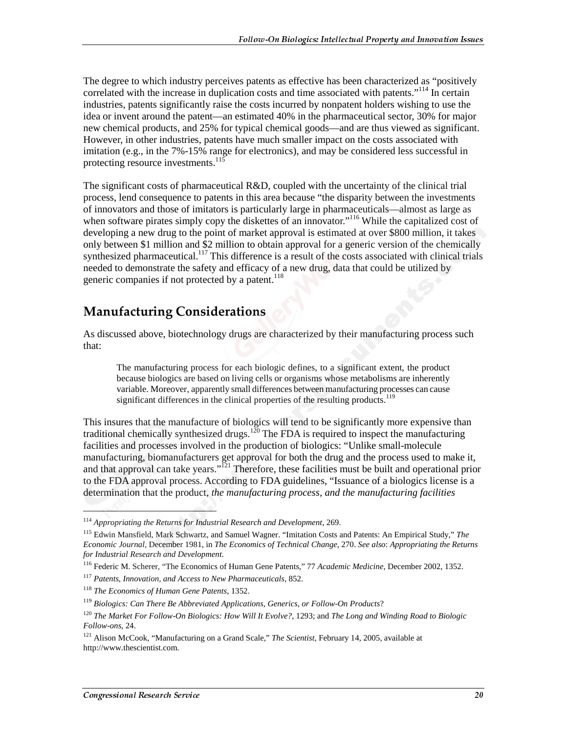The degree to which industry perceives patents as effective has been characterized as "positively correlated with the increase in duplication costs and time associated with patents."[114] In certain industries, patents significantly raise the costs incurred by nonpatent holders wishing to use the idea or invent around the patent—an estimated 40% in the pharmaceutical sector, 30% for major new chemical products, and 25% for typical chemical goods—and are thus viewed as significant. However, in other industries, patents have much smaller impact on the costs associated with imitation (e.g., in the 7%-15% range for electronics), and may be considered less successful in protecting resource investments.[115]

The significant costs of pharmaceutical R&D, coupled with the uncertainty of the clinical trial process, lend consequence to patents in this area because "the disparity between the investments of innovators and those of imitators is particularly large in pharmaceuticals—almost as large as when software pirates simply copy the diskettes of an innovator."[116] While the capitalized cost of developing a new drug to the point of market approval is estimated at over $800 million, it takes only between $1 million and $2 million to obtain approval for a generic version of the chemically synthesized pharmaceutical.[117] This difference is a result of the costs associated with clinical trials needed to demonstrate the safety and efficacy of a new drug, data that could be utilized by generic companies if not protected by a patent.[118]

## Manufacturing Considerations

As discussed above, biotechnology drugs are characterized by their manufacturing process such that:

> The manufacturing process for each biologic defines, to a significant extent, the product because biologics are based on living cells or organisms whose metabolisms are inherently variable. Moreover, apparently small differences between manufacturing processes can cause significant differences in the clinical properties of the resulting products.[119]

This insures that the manufacture of biologics will tend to be significantly more expensive than traditional chemically synthesized drugs.[120] The FDA is required to inspect the manufacturing facilities and processes involved in the production of biologics: "Unlike small-molecule manufacturing, biomanufacturers get approval for both the drug and the process used to make it, and that approval can take years."[121] Therefore, these facilities must be built and operational prior to the FDA approval process. According to FDA guidelines, "Issuance of a biologics license is a determination that the product, *the manufacturing process, and the manufacturing facilities*

---

[114] *Appropriating the Returns for Industrial Research and Development*, 269.

[115] Edwin Mansfield, Mark Schwartz, and Samuel Wagner. "Imitation Costs and Patents: An Empirical Study," *The Economic Journal*, December 1981, in *The Economics of Technical Change*, 270. *See also*: *Appropriating the Returns for Industrial Research and Development*.

[116] Federic M. Scherer, "The Economics of Human Gene Patents," 77 *Academic Medicine*, December 2002, 1352.

[117] *Patents, Innovation, and Access to New Pharmaceuticals*, 852.

[118] *The Economics of Human Gene Patents*, 1352.

[119] *Biologics: Can There Be Abbreviated Applications, Generics, or Follow-On Products*?

[120] *The Market For Follow-On Biologics: How Will It Evolve?*, 1293; and *The Long and Winding Road to Biologic Follow-ons*, 24.

[121] Alison McCook, "Manufacturing on a Grand Scale," *The Scientist*, February 14, 2005, available at http://www.thescientist.com.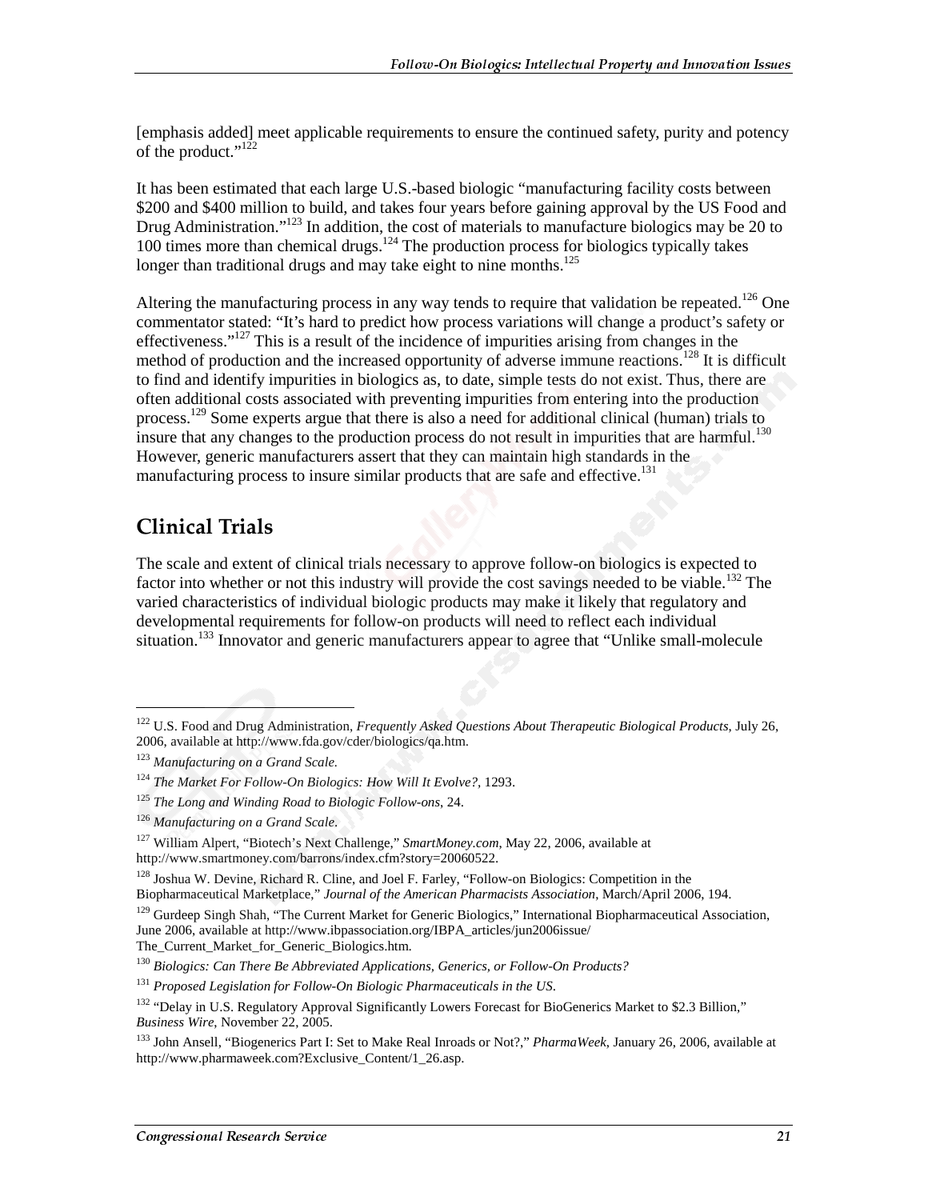[emphasis added] meet applicable requirements to ensure the continued safety, purity and potency of the product."[122]

It has been estimated that each large U.S.-based biologic "manufacturing facility costs between $200 and $400 million to build, and takes four years before gaining approval by the US Food and Drug Administration."[123] In addition, the cost of materials to manufacture biologics may be 20 to 100 times more than chemical drugs.[124] The production process for biologics typically takes longer than traditional drugs and may take eight to nine months.[125]

Altering the manufacturing process in any way tends to require that validation be repeated.[126] One commentator stated: "It's hard to predict how process variations will change a product's safety or effectiveness."[127] This is a result of the incidence of impurities arising from changes in the method of production and the increased opportunity of adverse immune reactions.[128] It is difficult to find and identify impurities in biologics as, to date, simple tests do not exist. Thus, there are often additional costs associated with preventing impurities from entering into the production process.[129] Some experts argue that there is also a need for additional clinical (human) trials to insure that any changes to the production process do not result in impurities that are harmful.[130] However, generic manufacturers assert that they can maintain high standards in the manufacturing process to insure similar products that are safe and effective.[131]

## Clinical Trials

The scale and extent of clinical trials necessary to approve follow-on biologics is expected to factor into whether or not this industry will provide the cost savings needed to be viable.[132] The varied characteristics of individual biologic products may make it likely that regulatory and developmental requirements for follow-on products will need to reflect each individual situation.[133] Innovator and generic manufacturers appear to agree that "Unlike small-molecule

---

[122] U.S. Food and Drug Administration, *Frequently Asked Questions About Therapeutic Biological Products*, July 26, 2006, available at http://www.fda.gov/cder/biologics/qa.htm.

[123] *Manufacturing on a Grand Scale.*

[124] *The Market For Follow-On Biologics: How Will It Evolve?*, 1293.

[125] *The Long and Winding Road to Biologic Follow-ons*, 24.

[126] *Manufacturing on a Grand Scale.*

[127] William Alpert, "Biotech's Next Challenge," *SmartMoney.com*, May 22, 2006, available at http://www.smartmoney.com/barrons/index.cfm?story=20060522.

[128] Joshua W. Devine, Richard R. Cline, and Joel F. Farley, "Follow-on Biologics: Competition in the Biopharmaceutical Marketplace," *Journal of the American Pharmacists Association*, March/April 2006, 194.

[129] Gurdeep Singh Shah, "The Current Market for Generic Biologics," International Biopharmaceutical Association, June 2006, available at http://www.ibpassociation.org/IBPA_articles/jun2006issue/The_Current_Market_for_Generic_Biologics.htm.

[130] *Biologics: Can There Be Abbreviated Applications, Generics, or Follow-On Products?*

[131] *Proposed Legislation for Follow-On Biologic Pharmaceuticals in the US.*

[132] "Delay in U.S. Regulatory Approval Significantly Lowers Forecast for BioGenerics Market to $2.3 Billion," *Business Wire*, November 22, 2005.

[133] John Ansell, "Biogenerics Part I: Set to Make Real Inroads or Not?," *PharmaWeek*, January 26, 2006, available at http://www.pharmaweek.com?Exclusive_Content/1_26.asp.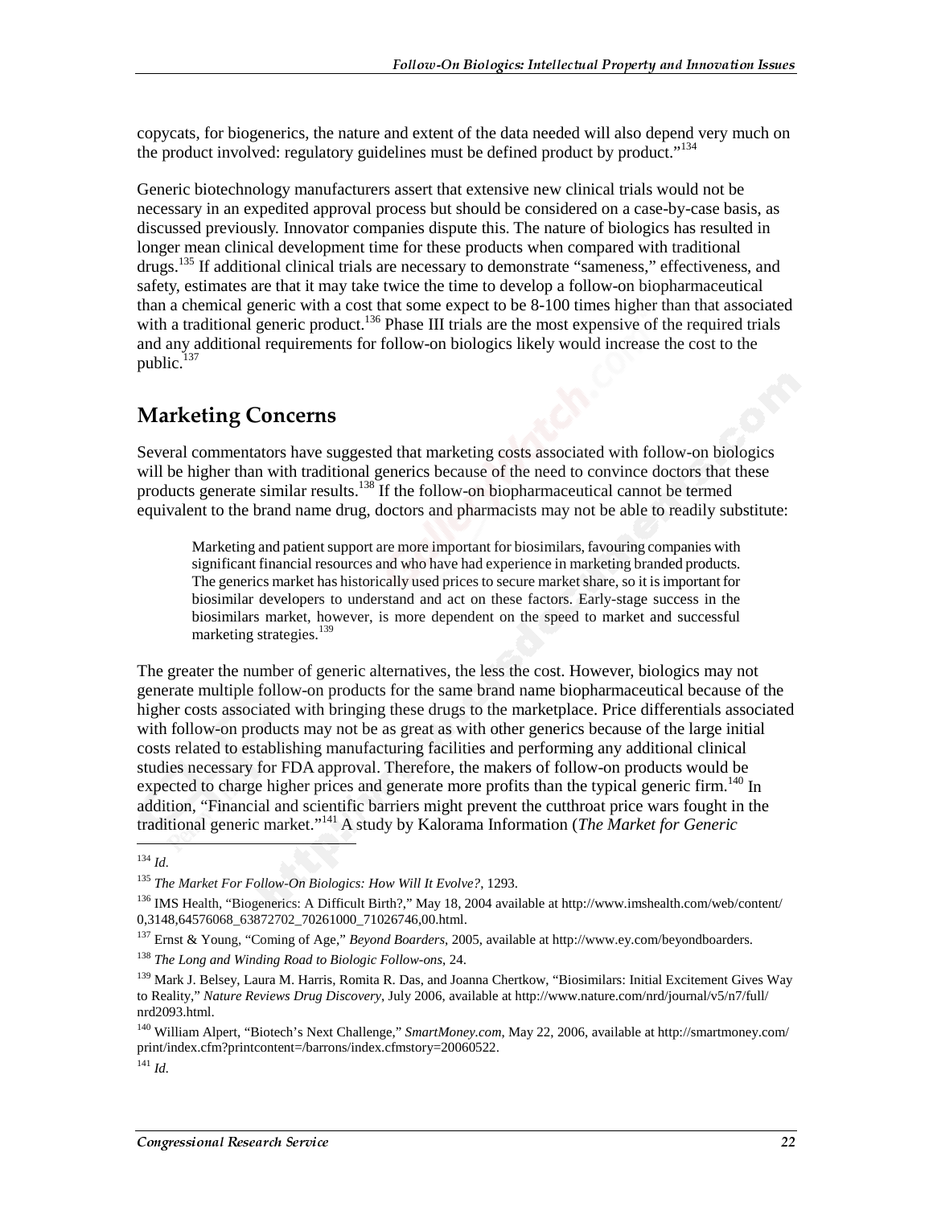copycats, for biogenerics, the nature and extent of the data needed will also depend very much on the product involved: regulatory guidelines must be defined product by product."[134]

Generic biotechnology manufacturers assert that extensive new clinical trials would not be necessary in an expedited approval process but should be considered on a case-by-case basis, as discussed previously. Innovator companies dispute this. The nature of biologics has resulted in longer mean clinical development time for these products when compared with traditional drugs.[135] If additional clinical trials are necessary to demonstrate "sameness," effectiveness, and safety, estimates are that it may take twice the time to develop a follow-on biopharmaceutical than a chemical generic with a cost that some expect to be 8-100 times higher than that associated with a traditional generic product.[136] Phase III trials are the most expensive of the required trials and any additional requirements for follow-on biologics likely would increase the cost to the public.[137]

## Marketing Concerns

Several commentators have suggested that marketing costs associated with follow-on biologics will be higher than with traditional generics because of the need to convince doctors that these products generate similar results.[138] If the follow-on biopharmaceutical cannot be termed equivalent to the brand name drug, doctors and pharmacists may not be able to readily substitute:

> Marketing and patient support are more important for biosimilars, favouring companies with significant financial resources and who have had experience in marketing branded products. The generics market has historically used prices to secure market share, so it is important for biosimilar developers to understand and act on these factors. Early-stage success in the biosimilars market, however, is more dependent on the speed to market and successful marketing strategies.[139]

The greater the number of generic alternatives, the less the cost. However, biologics may not generate multiple follow-on products for the same brand name biopharmaceutical because of the higher costs associated with bringing these drugs to the marketplace. Price differentials associated with follow-on products may not be as great as with other generics because of the large initial costs related to establishing manufacturing facilities and performing any additional clinical studies necessary for FDA approval. Therefore, the makers of follow-on products would be expected to charge higher prices and generate more profits than the typical generic firm.[140] In addition, "Financial and scientific barriers might prevent the cutthroat price wars fought in the traditional generic market."[141] A study by Kalorama Information (*The Market for Generic*

---

[134] *Id.*

[135] *The Market For Follow-On Biologics: How Will It Evolve?*, 1293.

[136] IMS Health, "Biogenerics: A Difficult Birth?," May 18, 2004 available at http://www.imshealth.com/web/content/0,3148,64576068_63872702_70261000_71026746,00.html.

[137] Ernst & Young, "Coming of Age," *Beyond Boarders*, 2005, available at http://www.ey.com/beyondboarders.

[138] *The Long and Winding Road to Biologic Follow-ons*, 24.

[139] Mark J. Belsey, Laura M. Harris, Romita R. Das, and Joanna Chertkow, "Biosimilars: Initial Excitement Gives Way to Reality," *Nature Reviews Drug Discovery*, July 2006, available at http://www.nature.com/nrd/journal/v5/n7/full/nrd2093.html.

[140] William Alpert, "Biotech's Next Challenge," *SmartMoney.com*, May 22, 2006, available at http://smartmoney.com/print/index.cfm?printcontent=/barrons/index.cfmstory=20060522.

[141] *Id.*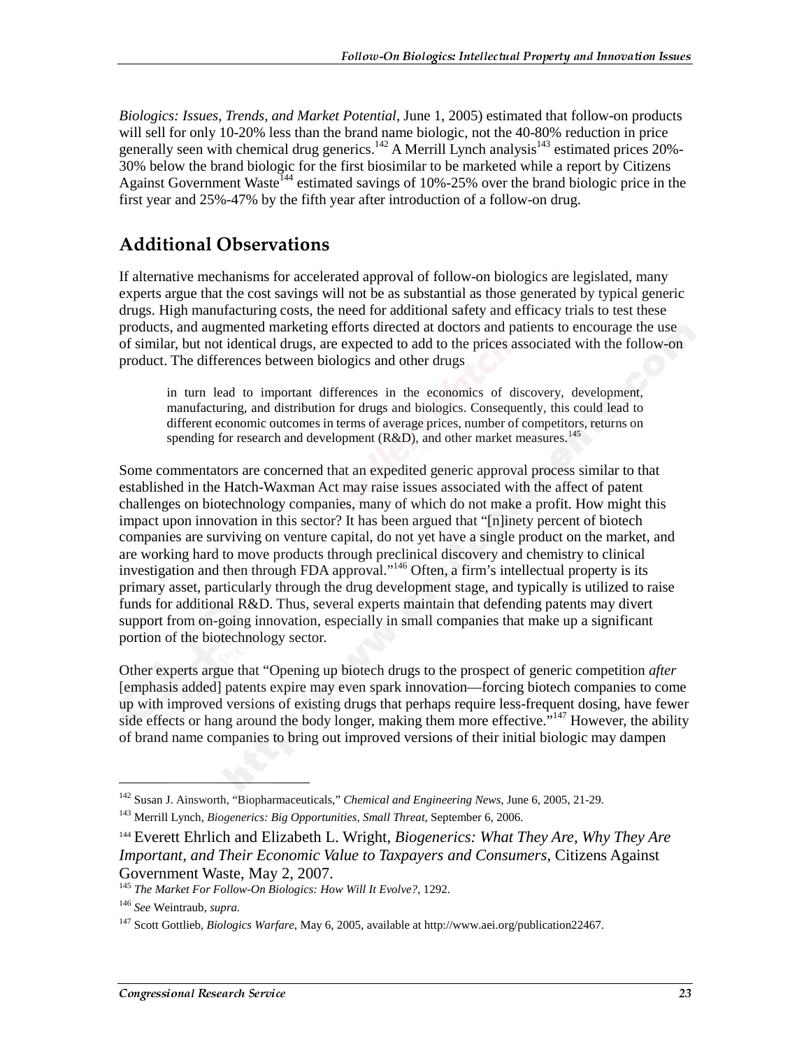*Biologics: Issues, Trends, and Market Potential*, June 1, 2005) estimated that follow-on products will sell for only 10-20% less than the brand name biologic, not the 40-80% reduction in price generally seen with chemical drug generics.[142] A Merrill Lynch analysis[143] estimated prices 20%-30% below the brand biologic for the first biosimilar to be marketed while a report by Citizens Against Government Waste[144] estimated savings of 10%-25% over the brand biologic price in the first year and 25%-47% by the fifth year after introduction of a follow-on drug.

## Additional Observations

If alternative mechanisms for accelerated approval of follow-on biologics are legislated, many experts argue that the cost savings will not be as substantial as those generated by typical generic drugs. High manufacturing costs, the need for additional safety and efficacy trials to test these products, and augmented marketing efforts directed at doctors and patients to encourage the use of similar, but not identical drugs, are expected to add to the prices associated with the follow-on product. The differences between biologics and other drugs

> in turn lead to important differences in the economics of discovery, development, manufacturing, and distribution for drugs and biologics. Consequently, this could lead to different economic outcomes in terms of average prices, number of competitors, returns on spending for research and development (R&D), and other market measures.[145]

Some commentators are concerned that an expedited generic approval process similar to that established in the Hatch-Waxman Act may raise issues associated with the affect of patent challenges on biotechnology companies, many of which do not make a profit. How might this impact upon innovation in this sector? It has been argued that "[n]inety percent of biotech companies are surviving on venture capital, do not yet have a single product on the market, and are working hard to move products through preclinical discovery and chemistry to clinical investigation and then through FDA approval."[146] Often, a firm's intellectual property is its primary asset, particularly through the drug development stage, and typically is utilized to raise funds for additional R&D. Thus, several experts maintain that defending patents may divert support from on-going innovation, especially in small companies that make up a significant portion of the biotechnology sector.

Other experts argue that "Opening up biotech drugs to the prospect of generic competition *after* [emphasis added] patents expire may even spark innovation—forcing biotech companies to come up with improved versions of existing drugs that perhaps require less-frequent dosing, have fewer side effects or hang around the body longer, making them more effective."[147] However, the ability of brand name companies to bring out improved versions of their initial biologic may dampen

---

[142] Susan J. Ainsworth, "Biopharmaceuticals," *Chemical and Engineering News*, June 6, 2005, 21-29.

[143] Merrill Lynch, *Biogenerics: Big Opportunities, Small Threat*, September 6, 2006.

[144] Everett Ehrlich and Elizabeth L. Wright, *Biogenerics: What They Are, Why They Are Important, and Their Economic Value to Taxpayers and Consumers*, Citizens Against Government Waste, May 2, 2007.

[145] *The Market For Follow-On Biologics: How Will It Evolve?*, 1292.

[146] *See* Weintraub, *supra.*

[147] Scott Gottlieb, *Biologics Warfare*, May 6, 2005, available at http://www.aei.org/publication22467.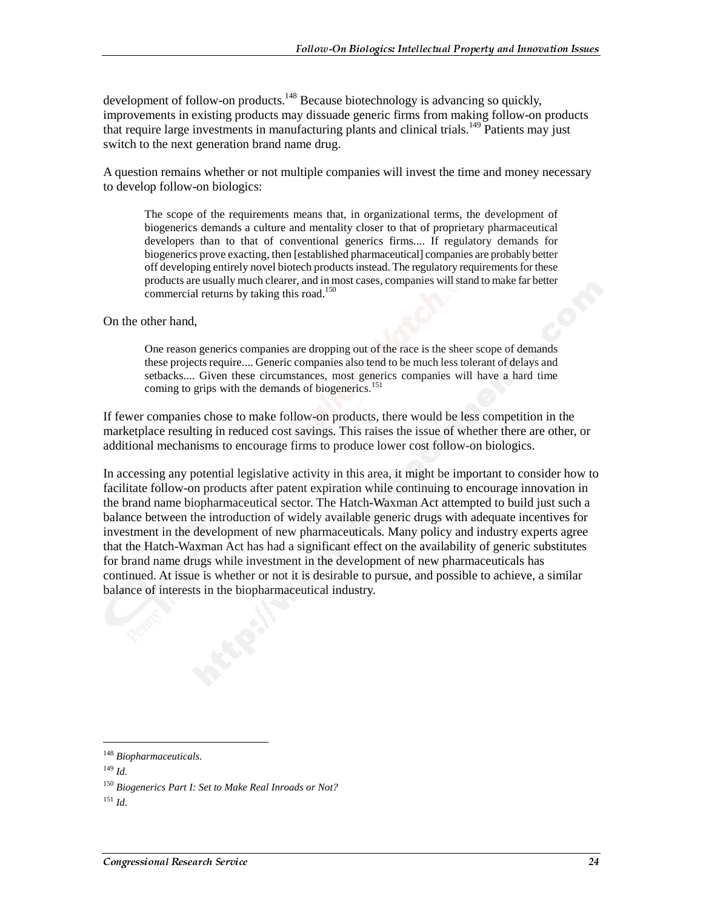development of follow-on products.[148] Because biotechnology is advancing so quickly, improvements in existing products may dissuade generic firms from making follow-on products that require large investments in manufacturing plants and clinical trials.[149] Patients may just switch to the next generation brand name drug.

A question remains whether or not multiple companies will invest the time and money necessary to develop follow-on biologics:

> The scope of the requirements means that, in organizational terms, the development of biogenerics demands a culture and mentality closer to that of proprietary pharmaceutical developers than to that of conventional generics firms.... If regulatory demands for biogenerics prove exacting, then [established pharmaceutical] companies are probably better off developing entirely novel biotech products instead. The regulatory requirements for these products are usually much clearer, and in most cases, companies will stand to make far better commercial returns by taking this road.[150]

On the other hand,

> One reason generics companies are dropping out of the race is the sheer scope of demands these projects require.... Generic companies also tend to be much less tolerant of delays and setbacks.... Given these circumstances, most generics companies will have a hard time coming to grips with the demands of biogenerics.[151]

If fewer companies chose to make follow-on products, there would be less competition in the marketplace resulting in reduced cost savings. This raises the issue of whether there are other, or additional mechanisms to encourage firms to produce lower cost follow-on biologics.

In accessing any potential legislative activity in this area, it might be important to consider how to facilitate follow-on products after patent expiration while continuing to encourage innovation in the brand name biopharmaceutical sector. The Hatch-Waxman Act attempted to build just such a balance between the introduction of widely available generic drugs with adequate incentives for investment in the development of new pharmaceuticals. Many policy and industry experts agree that the Hatch-Waxman Act has had a significant effect on the availability of generic substitutes for brand name drugs while investment in the development of new pharmaceuticals has continued. At issue is whether or not it is desirable to pursue, and possible to achieve, a similar balance of interests in the biopharmaceutical industry.

---

[148] *Biopharmaceuticals.*

[149] *Id.*

[150] *Biogenerics Part I: Set to Make Real Inroads or Not?*

[151] *Id.*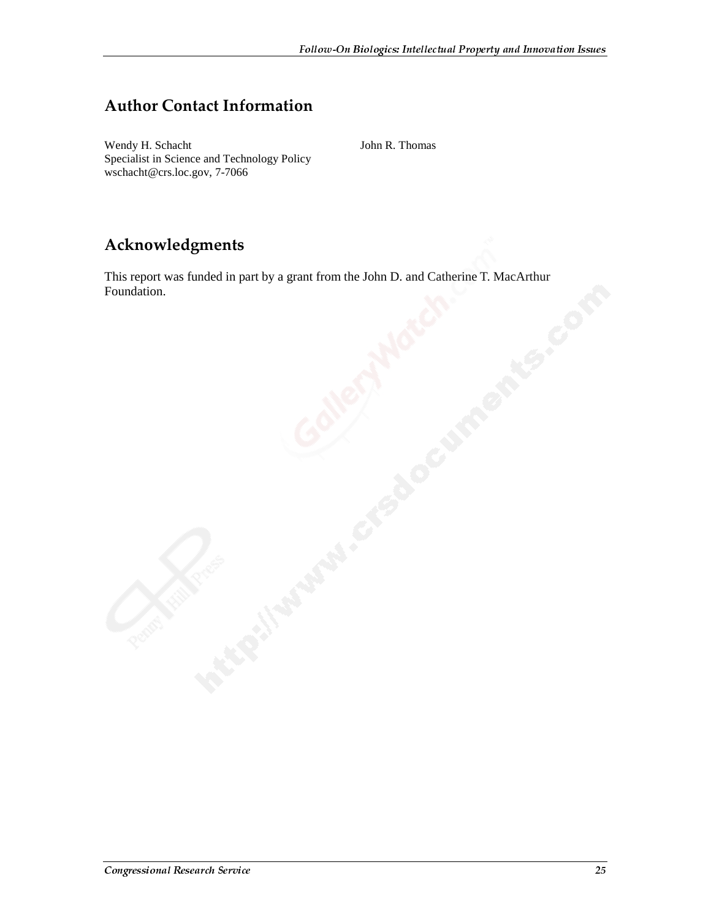## Author Contact Information

Wendy H. Schacht
Specialist in Science and Technology Policy
wschacht@crs.loc.gov, 7-7066

John R. Thomas

## Acknowledgments

This report was funded in part by a grant from the John D. and Catherine T. MacArthur Foundation.